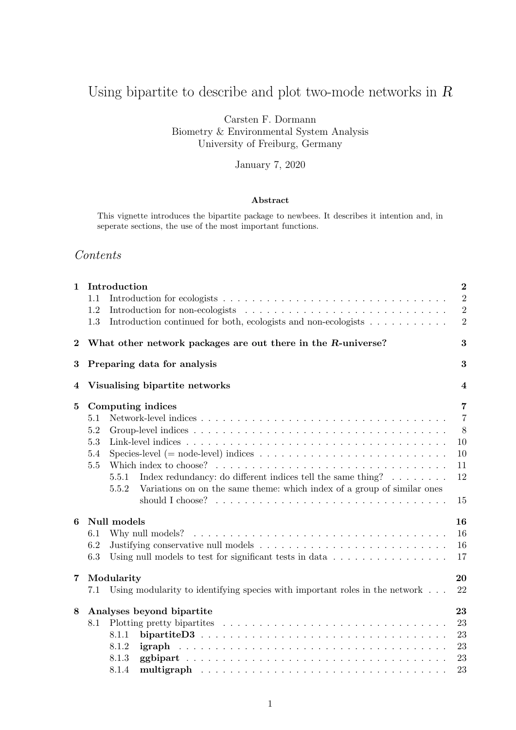# Using bipartite to describe and plot two-mode networks in *R*

Carsten F. Dormann
Biometry & Environmental System Analysis
University of Freiburg, Germany

January 7, 2020

**Abstract**

This vignette introduces the bipartite package to newbees. It describes it intention and, in seperate sections, the use of the most important functions.

## *Contents*

- **1 Introduction** — **2**
  - 1.1 Introduction for ecologists — 2
  - 1.2 Introduction for non-ecologists — 2
  - 1.3 Introduction continued for both, ecologists and non-ecologists — 2
- **2 What other network packages are out there in the *R*-universe?** — **3**
- **3 Preparing data for analysis** — **3**
- **4 Visualising bipartite networks** — **4**
- **5 Computing indices** — **7**
  - 5.1 Network-level indices — 7
  - 5.2 Group-level indices — 8
  - 5.3 Link-level indices — 10
  - 5.4 Species-level (= node-level) indices — 10
  - 5.5 Which index to choose? — 11
    - 5.5.1 Index redundancy: do different indices tell the same thing? — 12
    - 5.5.2 Variations on on the same theme: which index of a group of similar ones should I choose? — 15
- **6 Null models** — **16**
  - 6.1 Why null models? — 16
  - 6.2 Justifying conservative null models — 16
  - 6.3 Using null models to test for significant tests in data — 17
- **7 Modularity** — **20**
  - 7.1 Using modularity to identifying species with important roles in the network — 22
- **8 Analyses beyond bipartite** — **23**
  - 8.1 Plotting pretty bipartites — 23
    - 8.1.1 **bipartiteD3** — 23
    - 8.1.2 **igraph** — 23
    - 8.1.3 **ggbipart** — 23
    - 8.1.4 **multigraph** — 23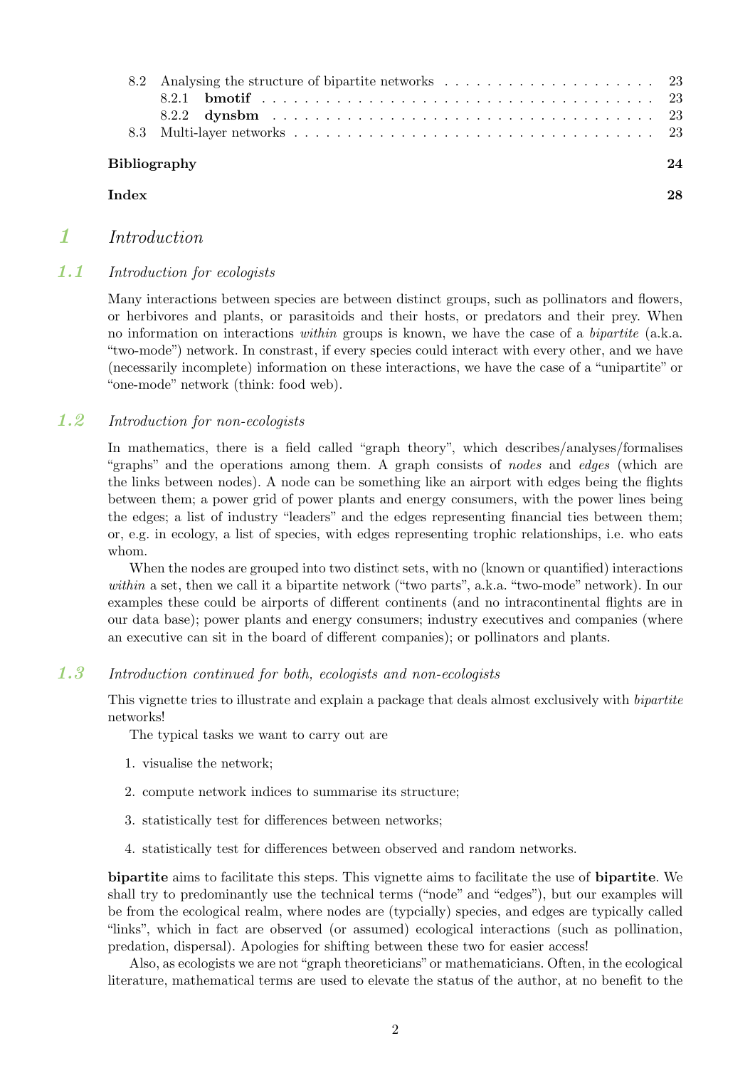8.2 Analysing the structure of bipartite networks . . . . . . . . . . . . . . . . . . . . . 23
  8.2.1 **bmotif** . . . . . . . . . . . . . . . . . . . . . . . . . . . . . . . . . . . 23
  8.2.2 **dynsbm** . . . . . . . . . . . . . . . . . . . . . . . . . . . . . . . . . . 23
8.3 Multi-layer networks . . . . . . . . . . . . . . . . . . . . . . . . . . . . . . . . . 23

**Bibliography** **24**

**Index** **28**

# 1 Introduction

## 1.1 Introduction for ecologists

Many interactions between species are between distinct groups, such as pollinators and flowers, or herbivores and plants, or parasitoids and their hosts, or predators and their prey. When no information on interactions *within* groups is known, we have the case of a *bipartite* (a.k.a. "two-mode") network. In constrast, if every species could interact with every other, and we have (necessarily incomplete) information on these interactions, we have the case of a "unipartite" or "one-mode" network (think: food web).

## 1.2 Introduction for non-ecologists

In mathematics, there is a field called "graph theory", which describes/analyses/formalises "graphs" and the operations among them. A graph consists of *nodes* and *edges* (which are the links between nodes). A node can be something like an airport with edges being the flights between them; a power grid of power plants and energy consumers, with the power lines being the edges; a list of industry "leaders" and the edges representing financial ties between them; or, e.g. in ecology, a list of species, with edges representing trophic relationships, i.e. who eats whom.

When the nodes are grouped into two distinct sets, with no (known or quantified) interactions *within* a set, then we call it a bipartite network ("two parts", a.k.a. "two-mode" network). In our examples these could be airports of different continents (and no intracontinental flights are in our data base); power plants and energy consumers; industry executives and companies (where an executive can sit in the board of different companies); or pollinators and plants.

## 1.3 Introduction continued for both, ecologists and non-ecologists

This vignette tries to illustrate and explain a package that deals almost exclusively with *bipartite* networks!

The typical tasks we want to carry out are

1. visualise the network;
2. compute network indices to summarise its structure;
3. statistically test for differences between networks;
4. statistically test for differences between observed and random networks.

**bipartite** aims to facilitate this steps. This vignette aims to facilitate the use of **bipartite**. We shall try to predominantly use the technical terms ("node" and "edges"), but our examples will be from the ecological realm, where nodes are (typcially) species, and edges are typically called "links", which in fact are observed (or assumed) ecological interactions (such as pollination, predation, dispersal). Apologies for shifting between these two for easier access!

Also, as ecologists we are not "graph theoreticians" or mathematicians. Often, in the ecological literature, mathematical terms are used to elevate the status of the author, at no benefit to the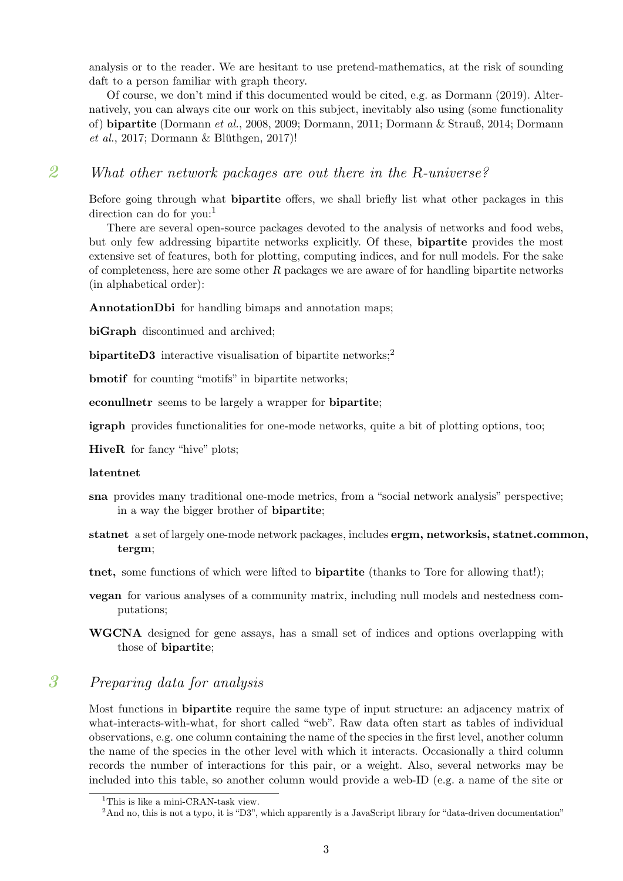analysis or to the reader. We are hesitant to use pretend-mathematics, at the risk of sounding daft to a person familiar with graph theory.

Of course, we don't mind if this documented would be cited, e.g. as Dormann (2019). Alternatively, you can always cite our work on this subject, inevitably also using (some functionality of) **bipartite** (Dormann *et al.*, 2008, 2009; Dormann, 2011; Dormann & Strauß, 2014; Dormann *et al.*, 2017; Dormann & Blüthgen, 2017)!

## 2 *What other network packages are out there in the R-universe?*

Before going through what **bipartite** offers, we shall briefly list what other packages in this direction can do for you:[1]

There are several open-source packages devoted to the analysis of networks and food webs, but only few addressing bipartite networks explicitly. Of these, **bipartite** provides the most extensive set of features, both for plotting, computing indices, and for null models. For the sake of completeness, here are some other *R* packages we are aware of for handling bipartite networks (in alphabetical order):

**AnnotationDbi** for handling bimaps and annotation maps;

**biGraph** discontinued and archived;

**bipartiteD3** interactive visualisation of bipartite networks;[2]

**bmotif** for counting "motifs" in bipartite networks;

**econullnetr** seems to be largely a wrapper for **bipartite**;

**igraph** provides functionalities for one-mode networks, quite a bit of plotting options, too;

**HiveR** for fancy "hive" plots;

**latentnet**

**sna** provides many traditional one-mode metrics, from a "social network analysis" perspective; in a way the bigger brother of **bipartite**;

**statnet** a set of largely one-mode network packages, includes **ergm, networksis, statnet.common, tergm**;

**tnet,** some functions of which were lifted to **bipartite** (thanks to Tore for allowing that!);

**vegan** for various analyses of a community matrix, including null models and nestedness computations;

**WGCNA** designed for gene assays, has a small set of indices and options overlapping with those of **bipartite**;

## 3 *Preparing data for analysis*

Most functions in **bipartite** require the same type of input structure: an adjacency matrix of what-interacts-with-what, for short called "web". Raw data often start as tables of individual observations, e.g. one column containing the name of the species in the first level, another column the name of the species in the other level with which it interacts. Occasionally a third column records the number of interactions for this pair, or a weight. Also, several networks may be included into this table, so another column would provide a web-ID (e.g. a name of the site or

[1] This is like a mini-CRAN-task view.

[2] And no, this is not a typo, it is "D3", which apparently is a JavaScript library for "data-driven documentation"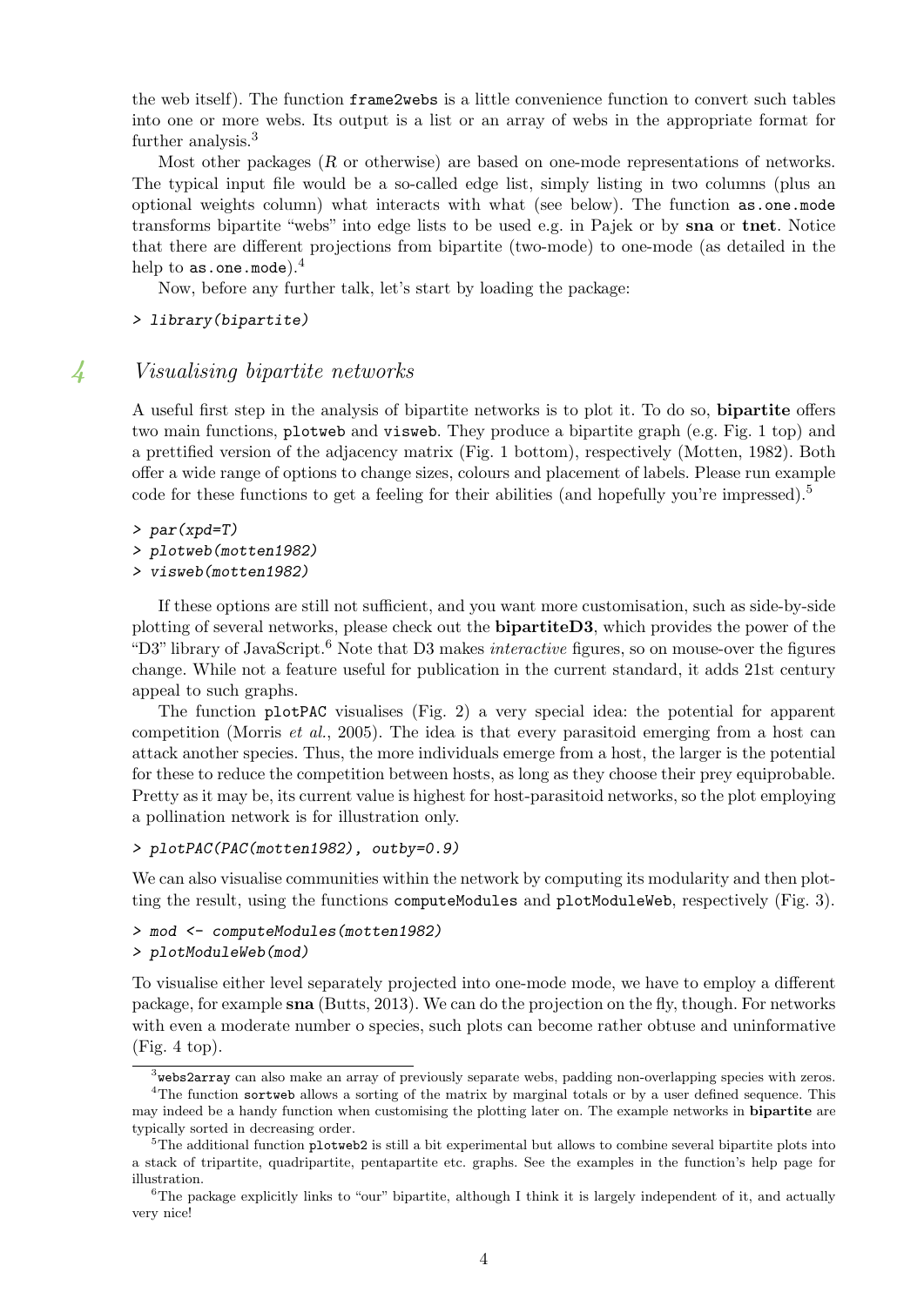the web itself). The function `frame2webs` is a little convenience function to convert such tables into one or more webs. Its output is a list or an array of webs in the appropriate format for further analysis.[3]

Most other packages (*R* or otherwise) are based on one-mode representations of networks. The typical input file would be a so-called edge list, simply listing in two columns (plus an optional weights column) what interacts with what (see below). The function `as.one.mode` transforms bipartite "webs" into edge lists to be used e.g. in Pajek or by **sna** or **tnet**. Notice that there are different projections from bipartite (two-mode) to one-mode (as detailed in the help to `as.one.mode`).[4]

Now, before any further talk, let's start by loading the package:

```
> library(bipartite)
```

## 4 Visualising bipartite networks

A useful first step in the analysis of bipartite networks is to plot it. To do so, **bipartite** offers two main functions, `plotweb` and `visweb`. They produce a bipartite graph (e.g. Fig. 1 top) and a prettified version of the adjacency matrix (Fig. 1 bottom), respectively (Motten, 1982). Both offer a wide range of options to change sizes, colours and placement of labels. Please run example code for these functions to get a feeling for their abilities (and hopefully you're impressed).[5]

```
> par(xpd=T)
> plotweb(motten1982)
> visweb(motten1982)
```

If these options are still not sufficient, and you want more customisation, such as side-by-side plotting of several networks, please check out the **bipartiteD3**, which provides the power of the "D3" library of JavaScript.[6] Note that D3 makes *interactive* figures, so on mouse-over the figures change. While not a feature useful for publication in the current standard, it adds 21st century appeal to such graphs.

The function `plotPAC` visualises (Fig. 2) a very special idea: the potential for apparent competition (Morris *et al.*, 2005). The idea is that every parasitoid emerging from a host can attack another species. Thus, the more individuals emerge from a host, the larger is the potential for these to reduce the competition between hosts, as long as they choose their prey equiprobable. Pretty as it may be, its current value is highest for host-parasitoid networks, so the plot employing a pollination network is for illustration only.

```
> plotPAC(PAC(motten1982), outby=0.9)
```

We can also visualise communities within the network by computing its modularity and then plotting the result, using the functions `computeModules` and `plotModuleWeb`, respectively (Fig. 3).

```
> mod <- computeModules(motten1982)
> plotModuleWeb(mod)
```

To visualise either level separately projected into one-mode mode, we have to employ a different package, for example **sna** (Butts, 2013). We can do the projection on the fly, though. For networks with even a moderate number o species, such plots can become rather obtuse and uninformative (Fig. 4 top).

---

[3] `webs2array` can also make an array of previously separate webs, padding non-overlapping species with zeros.

[4] The function `sortweb` allows a sorting of the matrix by marginal totals or by a user defined sequence. This may indeed be a handy function when customising the plotting later on. The example networks in **bipartite** are typically sorted in decreasing order.

[5] The additional function `plotweb2` is still a bit experimental but allows to combine several bipartite plots into a stack of tripartite, quadripartite, pentapartite etc. graphs. See the examples in the function's help page for illustration.

[6] The package explicitly links to "our" bipartite, although I think it is largely independent of it, and actually very nice!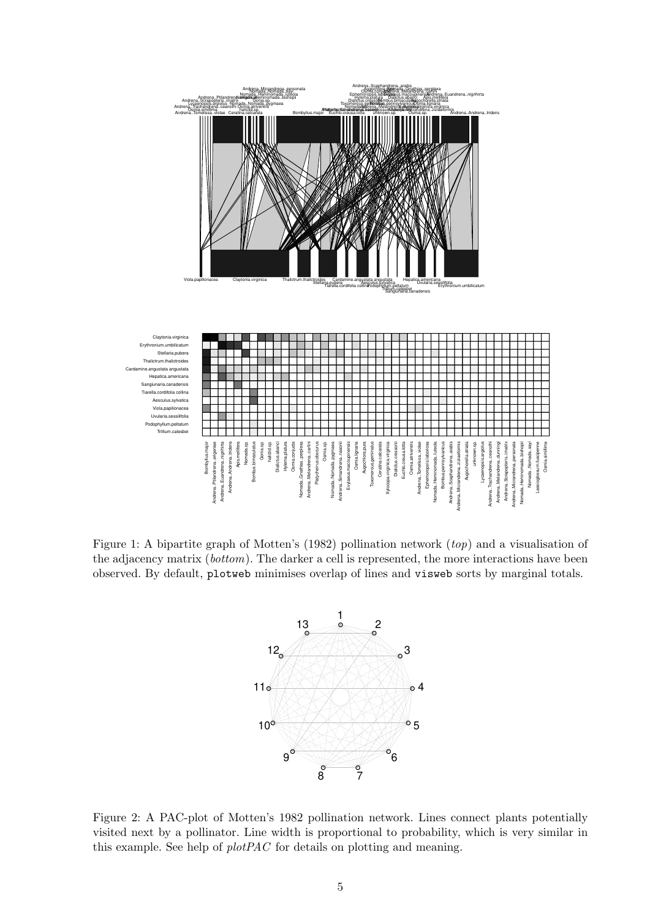Figure 1: A bipartite graph of Motten's (1982) pollination network (*top*) and a visualisation of the adjacency matrix (*bottom*). The darker a cell is represented, the more interactions have been observed. By default, plotweb minimises overlap of lines and visweb sorts by marginal totals.

Figure 2: A PAC-plot of Motten's 1982 pollination network. Lines connect plants potentially visited next by a pollinator. Line width is proportional to probability, which is very similar in this example. See help of *plotPAC* for details on plotting and meaning.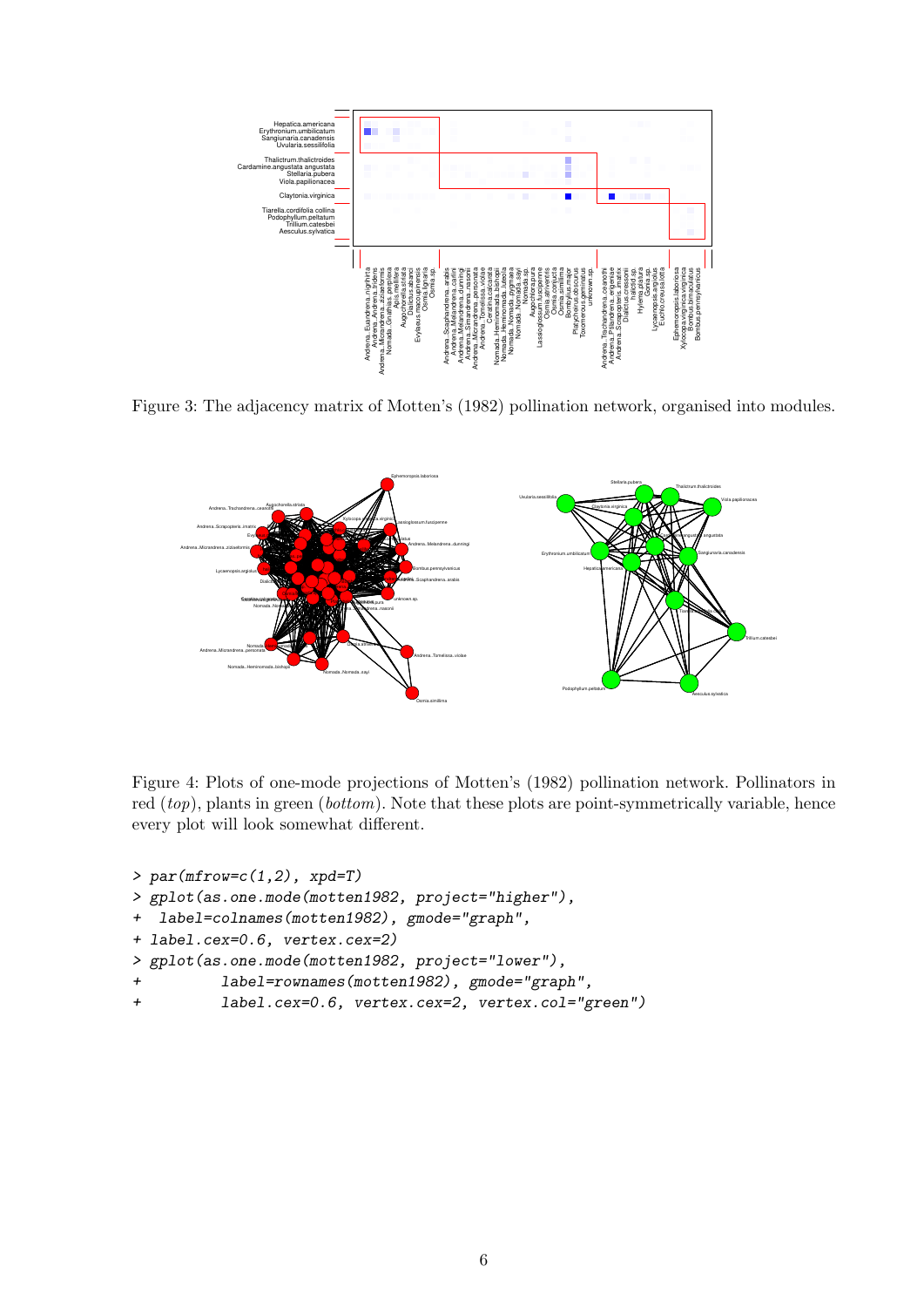Figure 3: The adjacency matrix of Motten's (1982) pollination network, organised into modules.

Figure 4: Plots of one-mode projections of Motten's (1982) pollination network. Pollinators in red (*top*), plants in green (*bottom*). Note that these plots are point-symmetrically variable, hence every plot will look somewhat different.

```
> par(mfrow=c(1,2), xpd=T)
> gplot(as.one.mode(motten1982, project="higher"),
+  label=colnames(motten1982), gmode="graph",
+ label.cex=0.6, vertex.cex=2)
> gplot(as.one.mode(motten1982, project="lower"),
+         label=rownames(motten1982), gmode="graph",
+         label.cex=0.6, vertex.cex=2, vertex.col="green")
```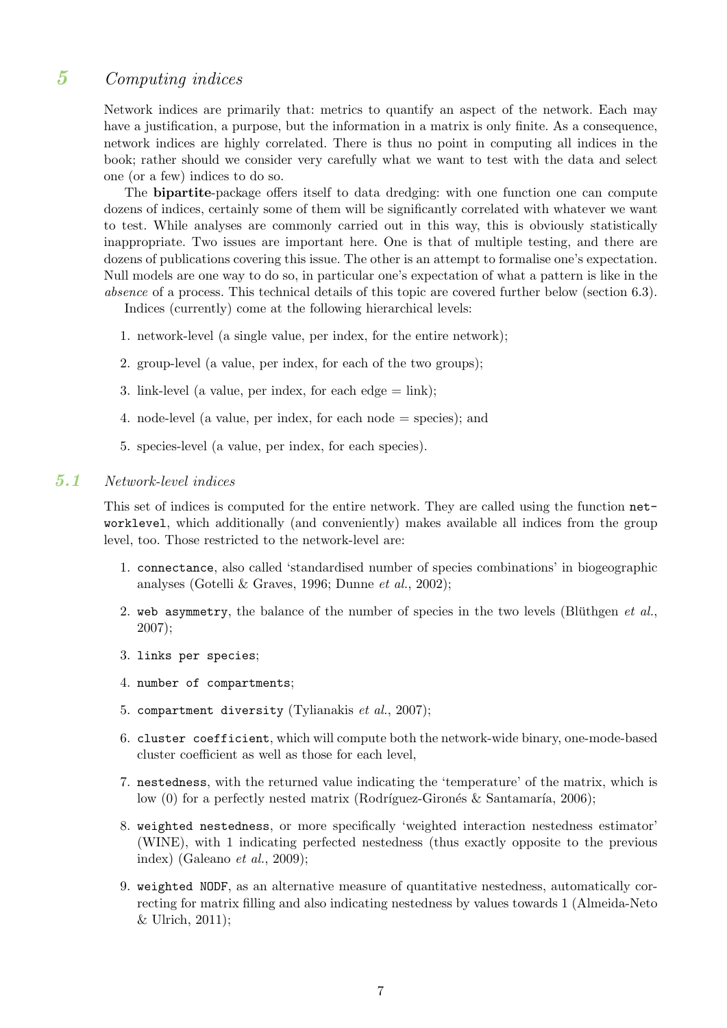# 5 Computing indices

Network indices are primarily that: metrics to quantify an aspect of the network. Each may have a justification, a purpose, but the information in a matrix is only finite. As a consequence, network indices are highly correlated. There is thus no point in computing all indices in the book; rather should we consider very carefully what we want to test with the data and select one (or a few) indices to do so.

The **bipartite**-package offers itself to data dredging: with one function one can compute dozens of indices, certainly some of them will be significantly correlated with whatever we want to test. While analyses are commonly carried out in this way, this is obviously statistically inappropriate. Two issues are important here. One is that of multiple testing, and there are dozens of publications covering this issue. The other is an attempt to formalise one's expectation. Null models are one way to do so, in particular one's expectation of what a pattern is like in the *absence* of a process. This technical details of this topic are covered further below (section 6.3).

Indices (currently) come at the following hierarchical levels:

1. network-level (a single value, per index, for the entire network);
2. group-level (a value, per index, for each of the two groups);
3. link-level (a value, per index, for each edge = link);
4. node-level (a value, per index, for each node = species); and
5. species-level (a value, per index, for each species).

## 5.1 Network-level indices

This set of indices is computed for the entire network. They are called using the function `networklevel`, which additionally (and conveniently) makes available all indices from the group level, too. Those restricted to the network-level are:

1. `connectance`, also called 'standardised number of species combinations' in biogeographic analyses (Gotelli & Graves, 1996; Dunne *et al.*, 2002);
2. `web asymmetry`, the balance of the number of species in the two levels (Blüthgen *et al.*, 2007);
3. `links per species`;
4. `number of compartments`;
5. `compartment diversity` (Tylianakis *et al.*, 2007);
6. `cluster coefficient`, which will compute both the network-wide binary, one-mode-based cluster coefficient as well as those for each level,
7. `nestedness`, with the returned value indicating the 'temperature' of the matrix, which is low (0) for a perfectly nested matrix (Rodríguez-Gironés & Santamaría, 2006);
8. `weighted nestedness`, or more specifically 'weighted interaction nestedness estimator' (WINE), with 1 indicating perfected nestedness (thus exactly opposite to the previous index) (Galeano *et al.*, 2009);
9. `weighted NODF`, as an alternative measure of quantitative nestedness, automatically correcting for matrix filling and also indicating nestedness by values towards 1 (Almeida-Neto & Ulrich, 2011);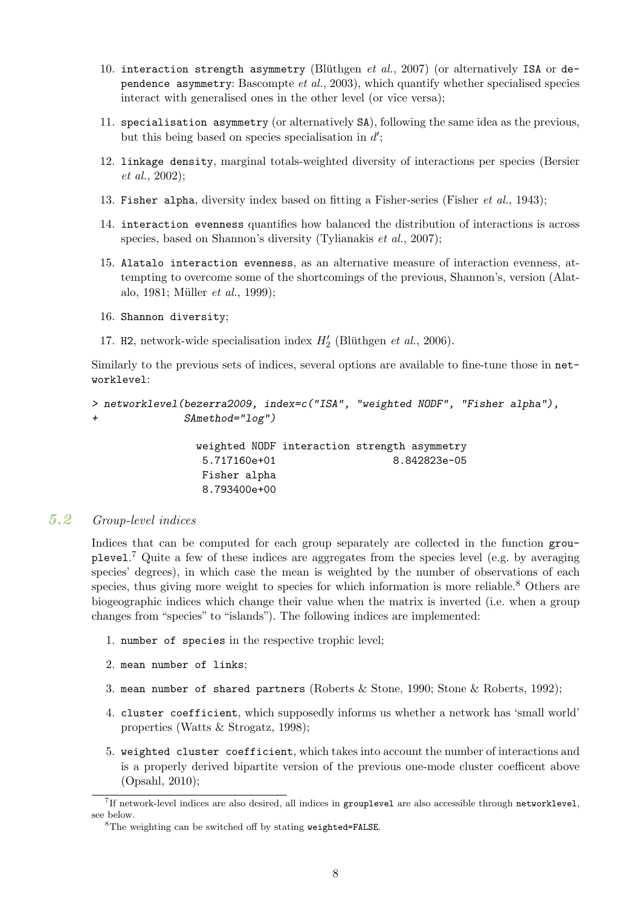10. `interaction strength asymmetry` (Blüthgen *et al.*, 2007) (or alternatively `ISA` or `dependence asymmetry`: Bascompte *et al.*, 2003), which quantify whether specialised species interact with generalised ones in the other level (or vice versa);

11. `specialisation asymmetry` (or alternatively `SA`), following the same idea as the previous, but this being based on species specialisation in $d'$;

12. `linkage density`, marginal totals-weighted diversity of interactions per species (Bersier *et al.*, 2002);

13. `Fisher alpha`, diversity index based on fitting a Fisher-series (Fisher *et al.*, 1943);

14. `interaction evenness` quantifies how balanced the distribution of interactions is across species, based on Shannon's diversity (Tylianakis *et al.*, 2007);

15. `Alatalo interaction evenness`, as an alternative measure of interaction evenness, attempting to overcome some of the shortcomings of the previous, Shannon's, version (Alatalo, 1981; Müller *et al.*, 1999);

16. `Shannon diversity`;

17. `H2`, network-wide specialisation index $H_2'$ (Blüthgen *et al.*, 2006).

Similarly to the previous sets of indices, several options are available to fine-tune those in `networklevel`:

```
> networklevel(bezerra2009, index=c("ISA", "weighted NODF", "Fisher alpha"),
+              SAmethod="log")

                weighted NODF interaction strength asymmetry
                 5.717160e+01                   8.842823e-05
                 Fisher alpha
                 8.793400e+00
```

## 5.2 Group-level indices

Indices that can be computed for each group separately are collected in the function `grouplevel`.[7] Quite a few of these indices are aggregates from the species level (e.g. by averaging species' degrees), in which case the mean is weighted by the number of observations of each species, thus giving more weight to species for which information is more reliable.[8] Others are biogeographic indices which change their value when the matrix is inverted (i.e. when a group changes from "species" to "islands"). The following indices are implemented:

1. `number of species` in the respective trophic level;

2. `mean number of links`;

3. `mean number of shared partners` (Roberts & Stone, 1990; Stone & Roberts, 1992);

4. `cluster coefficient`, which supposedly informs us whether a network has 'small world' properties (Watts & Strogatz, 1998);

5. `weighted cluster coefficient`, which takes into account the number of interactions and is a properly derived bipartite version of the previous one-mode cluster coefficent above (Opsahl, 2010);

---

[7] If network-level indices are also desired, all indices in `grouplevel` are also accessible through `networklevel`, see below.

[8] The weighting can be switched off by stating `weighted=FALSE`.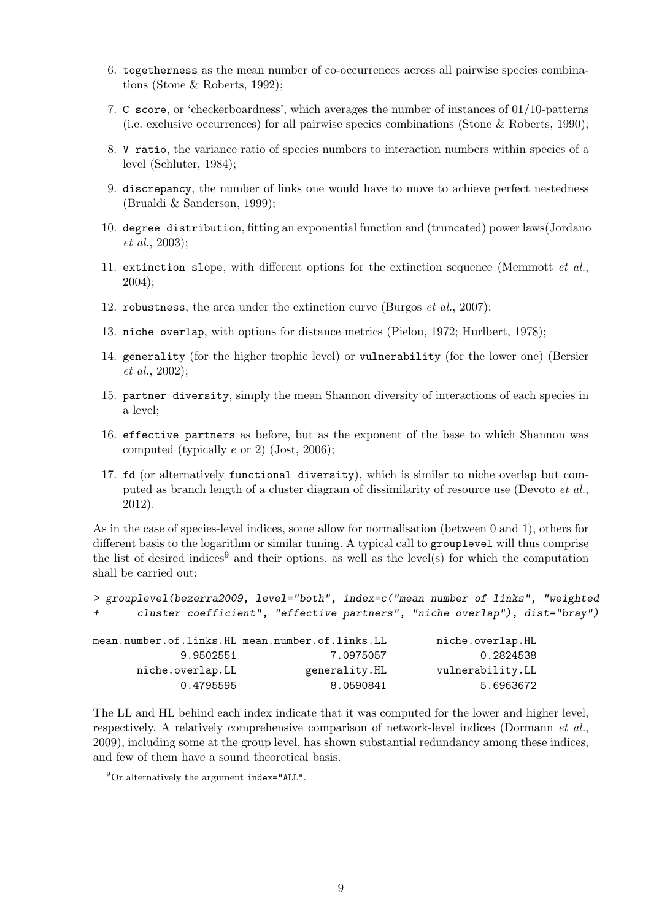6. `togetherness` as the mean number of co-occurrences across all pairwise species combinations (Stone & Roberts, 1992);
7. `C score`, or 'checkerboardness', which averages the number of instances of 01/10-patterns (i.e. exclusive occurrences) for all pairwise species combinations (Stone & Roberts, 1990);
8. `V ratio`, the variance ratio of species numbers to interaction numbers within species of a level (Schluter, 1984);
9. `discrepancy`, the number of links one would have to move to achieve perfect nestedness (Brualdi & Sanderson, 1999);
10. `degree distribution`, fitting an exponential function and (truncated) power laws(Jordano *et al.*, 2003);
11. `extinction slope`, with different options for the extinction sequence (Memmott *et al.*, 2004);
12. `robustness`, the area under the extinction curve (Burgos *et al.*, 2007);
13. `niche overlap`, with options for distance metrics (Pielou, 1972; Hurlbert, 1978);
14. `generality` (for the higher trophic level) or `vulnerability` (for the lower one) (Bersier *et al.*, 2002);
15. `partner diversity`, simply the mean Shannon diversity of interactions of each species in a level;
16. `effective partners` as before, but as the exponent of the base to which Shannon was computed (typically $e$ or 2) (Jost, 2006);
17. `fd` (or alternatively `functional diversity`), which is similar to niche overlap but computed as branch length of a cluster diagram of dissimilarity of resource use (Devoto *et al.*, 2012).

As in the case of species-level indices, some allow for normalisation (between 0 and 1), others for different basis to the logarithm or similar tuning. A typical call to `grouplevel` will thus comprise the list of desired indices[9] and their options, as well as the level(s) for which the computation shall be carried out:

```
> grouplevel(bezerra2009, level="both", index=c("mean number of links", "weighted
+      cluster coefficient", "effective partners", "niche overlap"), dist="bray")

mean.number.of.links.HL mean.number.of.links.LL        niche.overlap.HL
              9.9502551               7.0975057               0.2824538
       niche.overlap.LL           generality.HL        vulnerability.LL
              0.4795595               8.0590841               5.6963672
```

The LL and HL behind each index indicate that it was computed for the lower and higher level, respectively. A relatively comprehensive comparison of network-level indices (Dormann *et al.*, 2009), including some at the group level, has shown substantial redundancy among these indices, and few of them have a sound theoretical basis.

[9] Or alternatively the argument `index="ALL"`.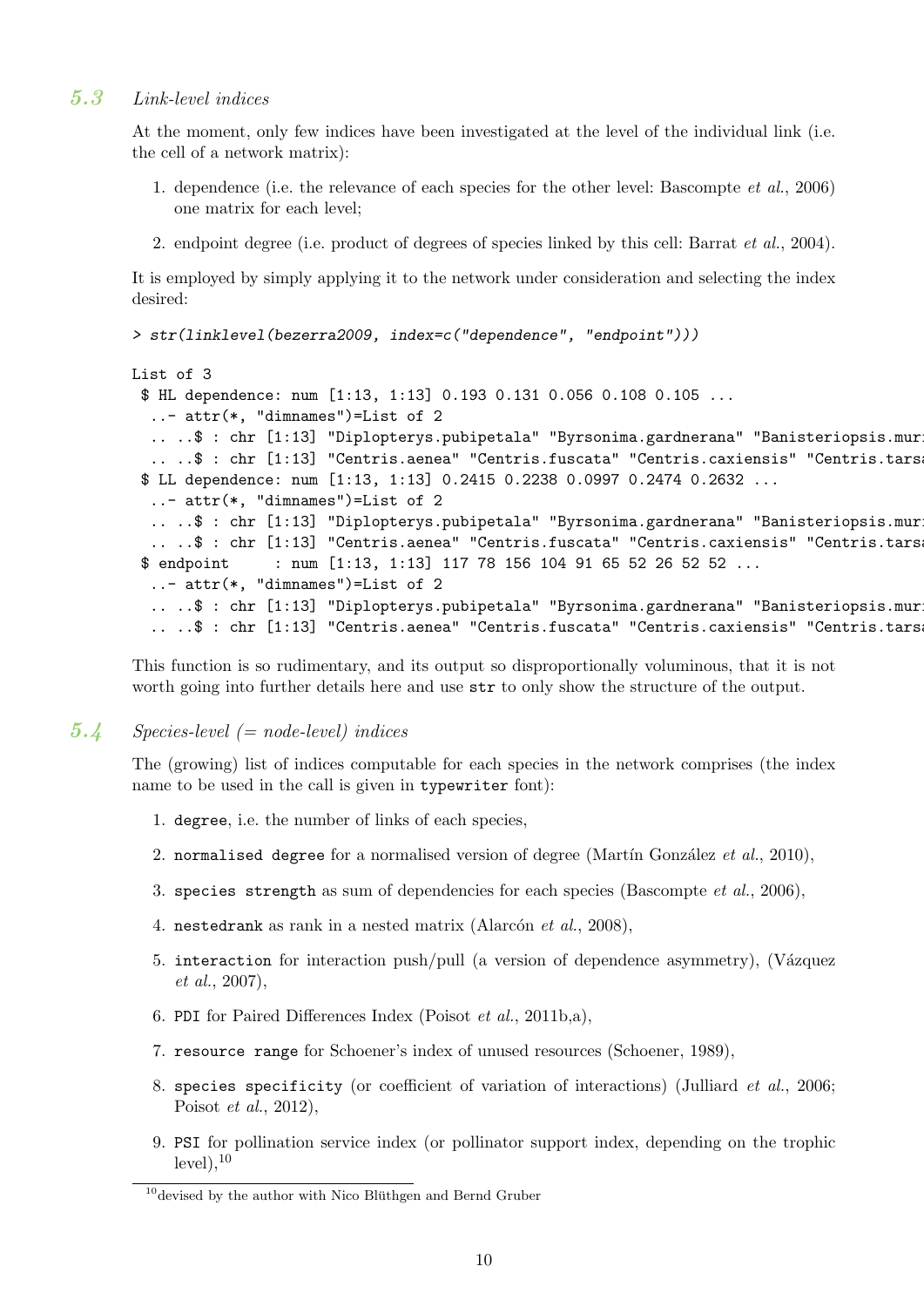## 5.3 Link-level indices

At the moment, only few indices have been investigated at the level of the individual link (i.e. the cell of a network matrix):

1. dependence (i.e. the relevance of each species for the other level: Bascompte *et al.*, 2006) one matrix for each level;
2. endpoint degree (i.e. product of degrees of species linked by this cell: Barrat *et al.*, 2004).

It is employed by simply applying it to the network under consideration and selecting the index desired:

```
> str(linklevel(bezerra2009, index=c("dependence", "endpoint")))

List of 3
 $ HL dependence: num [1:13, 1:13] 0.193 0.131 0.056 0.108 0.105 ...
  ..- attr(*, "dimnames")=List of 2
  .. ..$ : chr [1:13] "Diplopterys.pubipetala" "Byrsonima.gardnerana" "Banisteriopsis.muri
  .. ..$ : chr [1:13] "Centris.aenea" "Centris.fuscata" "Centris.caxiensis" "Centris.tarsa
 $ LL dependence: num [1:13, 1:13] 0.2415 0.2238 0.0997 0.2474 0.2632 ...
  ..- attr(*, "dimnames")=List of 2
  .. ..$ : chr [1:13] "Diplopterys.pubipetala" "Byrsonima.gardnerana" "Banisteriopsis.muri
  .. ..$ : chr [1:13] "Centris.aenea" "Centris.fuscata" "Centris.caxiensis" "Centris.tarsa
 $ endpoint     : num [1:13, 1:13] 117 78 156 104 91 65 52 26 52 52 ...
  ..- attr(*, "dimnames")=List of 2
  .. ..$ : chr [1:13] "Diplopterys.pubipetala" "Byrsonima.gardnerana" "Banisteriopsis.muri
  .. ..$ : chr [1:13] "Centris.aenea" "Centris.fuscata" "Centris.caxiensis" "Centris.tarsa
```

This function is so rudimentary, and its output so disproportionally voluminous, that it is not worth going into further details here and use `str` to only show the structure of the output.

## 5.4 Species-level (= node-level) indices

The (growing) list of indices computable for each species in the network comprises (the index name to be used in the call is given in `typewriter` font):

1. `degree`, i.e. the number of links of each species,
2. `normalised degree` for a normalised version of degree (Martín González *et al.*, 2010),
3. `species strength` as sum of dependencies for each species (Bascompte *et al.*, 2006),
4. `nestedrank` as rank in a nested matrix (Alarcón *et al.*, 2008),
5. `interaction` for interaction push/pull (a version of dependence asymmetry), (Vázquez *et al.*, 2007),
6. `PDI` for Paired Differences Index (Poisot *et al.*, 2011b,a),
7. `resource range` for Schoener's index of unused resources (Schoener, 1989),
8. `species specificity` (or coefficient of variation of interactions) (Julliard *et al.*, 2006; Poisot *et al.*, 2012),
9. `PSI` for pollination service index (or pollinator support index, depending on the trophic level),[10]

[10] devised by the author with Nico Blüthgen and Bernd Gruber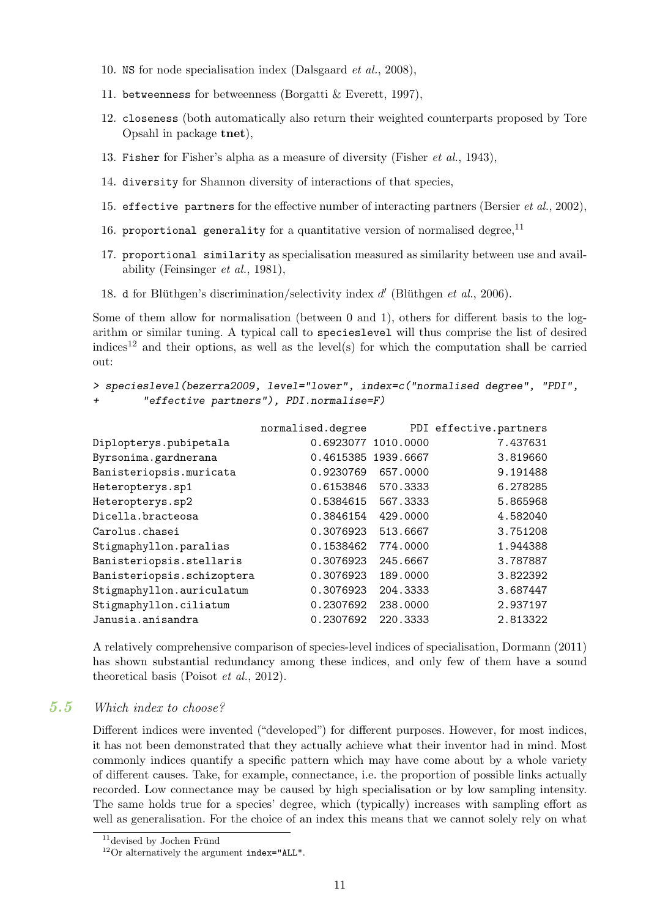10. `NS` for node specialisation index (Dalsgaard *et al.*, 2008),
11. `betweenness` for betweenness (Borgatti & Everett, 1997),
12. `closeness` (both automatically also return their weighted counterparts proposed by Tore Opsahl in package **tnet**),
13. `Fisher` for Fisher's alpha as a measure of diversity (Fisher *et al.*, 1943),
14. `diversity` for Shannon diversity of interactions of that species,
15. `effective partners` for the effective number of interacting partners (Bersier *et al.*, 2002),
16. `proportional generality` for a quantitative version of normalised degree,[11]
17. `proportional similarity` as specialisation measured as similarity between use and availability (Feinsinger *et al.*, 1981),
18. `d` for Blüthgen's discrimination/selectivity index $d'$ (Blüthgen *et al.*, 2006).

Some of them allow for normalisation (between 0 and 1), others for different basis to the logarithm or similar tuning. A typical call to `specieslevel` will thus comprise the list of desired indices[12] and their options, as well as the level(s) for which the computation shall be carried out:

```
> specieslevel(bezerra2009, level="lower", index=c("normalised degree", "PDI",
+         "effective partners"), PDI.normalise=F)

                           normalised.degree       PDI effective.partners
Diplopterys.pubipetala             0.6923077 1010.0000           7.437631
Byrsonima.gardnerana               0.4615385 1939.6667           3.819660
Banisteriopsis.muricata            0.9230769  657.0000           9.191488
Heteropterys.sp1                   0.6153846  570.3333           6.278285
Heteropterys.sp2                   0.5384615  567.3333           5.865968
Dicella.bracteosa                  0.3846154  429.0000           4.582040
Carolus.chasei                     0.3076923  513.6667           3.751208
Stigmaphyllon.paralias             0.1538462  774.0000           1.944388
Banisteriopsis.stellaris           0.3076923  245.6667           3.787887
Banisteriopsis.schizoptera         0.3076923  189.0000           3.822392
Stigmaphyllon.auriculatum          0.3076923  204.3333           3.687447
Stigmaphyllon.ciliatum             0.2307692  238.0000           2.937197
Janusia.anisandra                  0.2307692  220.3333           2.813322
```

A relatively comprehensive comparison of species-level indices of specialisation, Dormann (2011) has shown substantial redundancy among these indices, and only few of them have a sound theoretical basis (Poisot *et al.*, 2012).

## 5.5 *Which index to choose?*

Different indices were invented ("developed") for different purposes. However, for most indices, it has not been demonstrated that they actually achieve what their inventor had in mind. Most commonly indices quantify a specific pattern which may have come about by a whole variety of different causes. Take, for example, connectance, i.e. the proportion of possible links actually recorded. Low connectance may be caused by high specialisation or by low sampling intensity. The same holds true for a species' degree, which (typically) increases with sampling effort as well as generalisation. For the choice of an index this means that we cannot solely rely on what

[11] devised by Jochen Fründ

[12] Or alternatively the argument `index="ALL"`.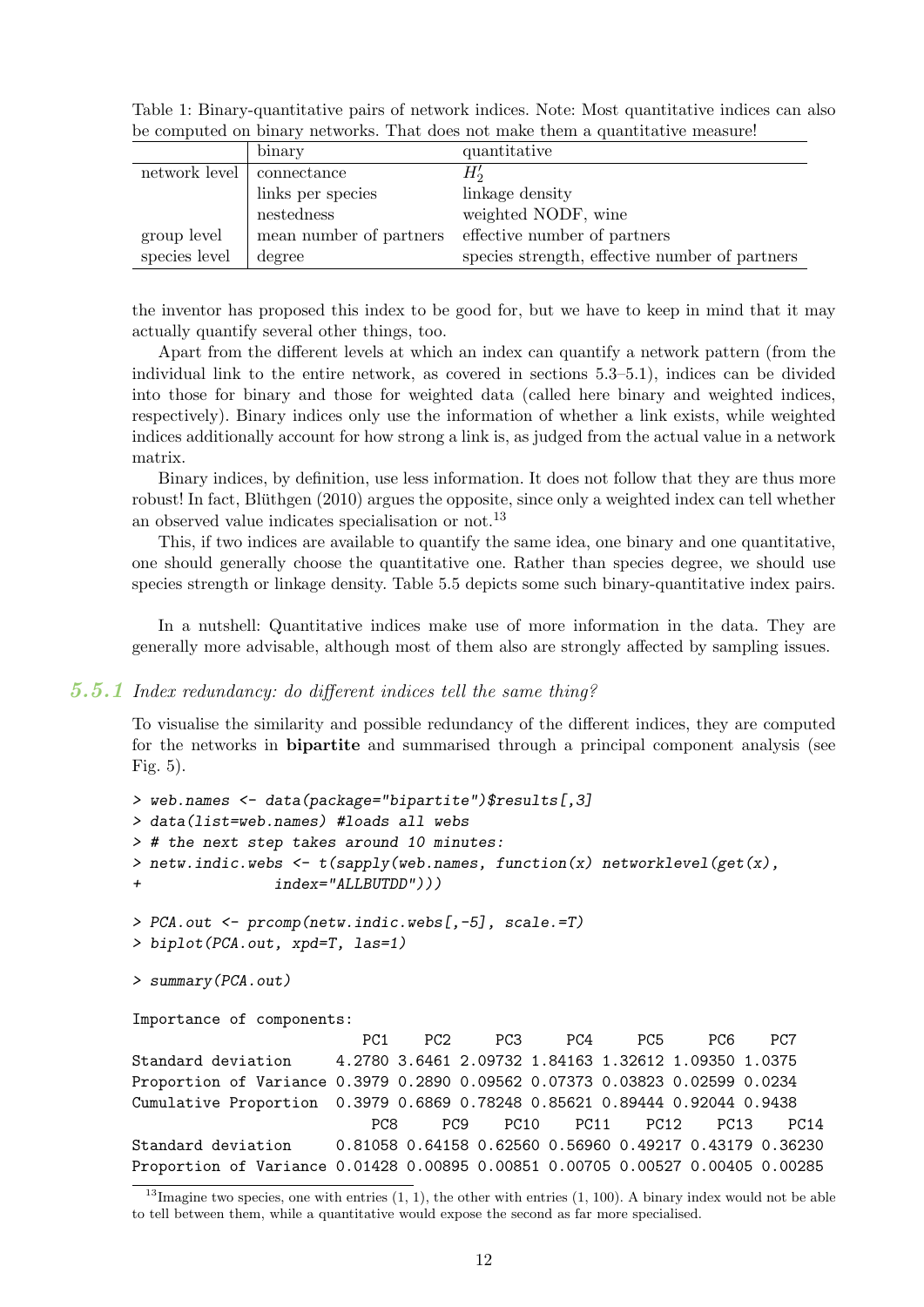Table 1: Binary-quantitative pairs of network indices. Note: Most quantitative indices can also be computed on binary networks. That does not make them a quantitative measure!

| | binary | quantitative |
|---|---|---|
| network level | connectance | $H_2'$ |
| | links per species | linkage density |
| | nestedness | weighted NODF, wine |
| group level | mean number of partners | effective number of partners |
| species level | degree | species strength, effective number of partners |

the inventor has proposed this index to be good for, but we have to keep in mind that it may actually quantify several other things, too.

Apart from the different levels at which an index can quantify a network pattern (from the individual link to the entire network, as covered in sections 5.3–5.1), indices can be divided into those for binary and those for weighted data (called here binary and weighted indices, respectively). Binary indices only use the information of whether a link exists, while weighted indices additionally account for how strong a link is, as judged from the actual value in a network matrix.

Binary indices, by definition, use less information. It does not follow that they are thus more robust! In fact, Blüthgen (2010) argues the opposite, since only a weighted index can tell whether an observed value indicates specialisation or not.[13]

This, if two indices are available to quantify the same idea, one binary and one quantitative, one should generally choose the quantitative one. Rather than species degree, we should use species strength or linkage density. Table 5.5 depicts some such binary-quantitative index pairs.

In a nutshell: Quantitative indices make use of more information in the data. They are generally more advisable, although most of them also are strongly affected by sampling issues.

### 5.5.1 *Index redundancy: do different indices tell the same thing?*

To visualise the similarity and possible redundancy of the different indices, they are computed for the networks in **bipartite** and summarised through a principal component analysis (see Fig. 5).

```
> web.names <- data(package="bipartite")$results[,3]
> data(list=web.names) #loads all webs
> # the next step takes around 10 minutes:
> netw.indic.webs <- t(sapply(web.names, function(x) networklevel(get(x),
+               index="ALLBUTDD")))

> PCA.out <- prcomp(netw.indic.webs[,-5], scale.=T)
> biplot(PCA.out, xpd=T, las=1)

> summary(PCA.out)

Importance of components:
                          PC1    PC2     PC3     PC4     PC5     PC6    PC7
Standard deviation     4.2780 3.6461 2.09732 1.84163 1.32612 1.09350 1.0375
Proportion of Variance 0.3979 0.2890 0.09562 0.07373 0.03823 0.02599 0.0234
Cumulative Proportion  0.3979 0.6869 0.78248 0.85621 0.89444 0.92044 0.9438
                           PC8     PC9    PC10    PC11    PC12    PC13    PC14
Standard deviation     0.81058 0.64158 0.62560 0.56960 0.49217 0.43179 0.36230
Proportion of Variance 0.01428 0.00895 0.00851 0.00705 0.00527 0.00405 0.00285
```

[13] Imagine two species, one with entries (1, 1), the other with entries (1, 100). A binary index would not be able to tell between them, while a quantitative would expose the second as far more specialised.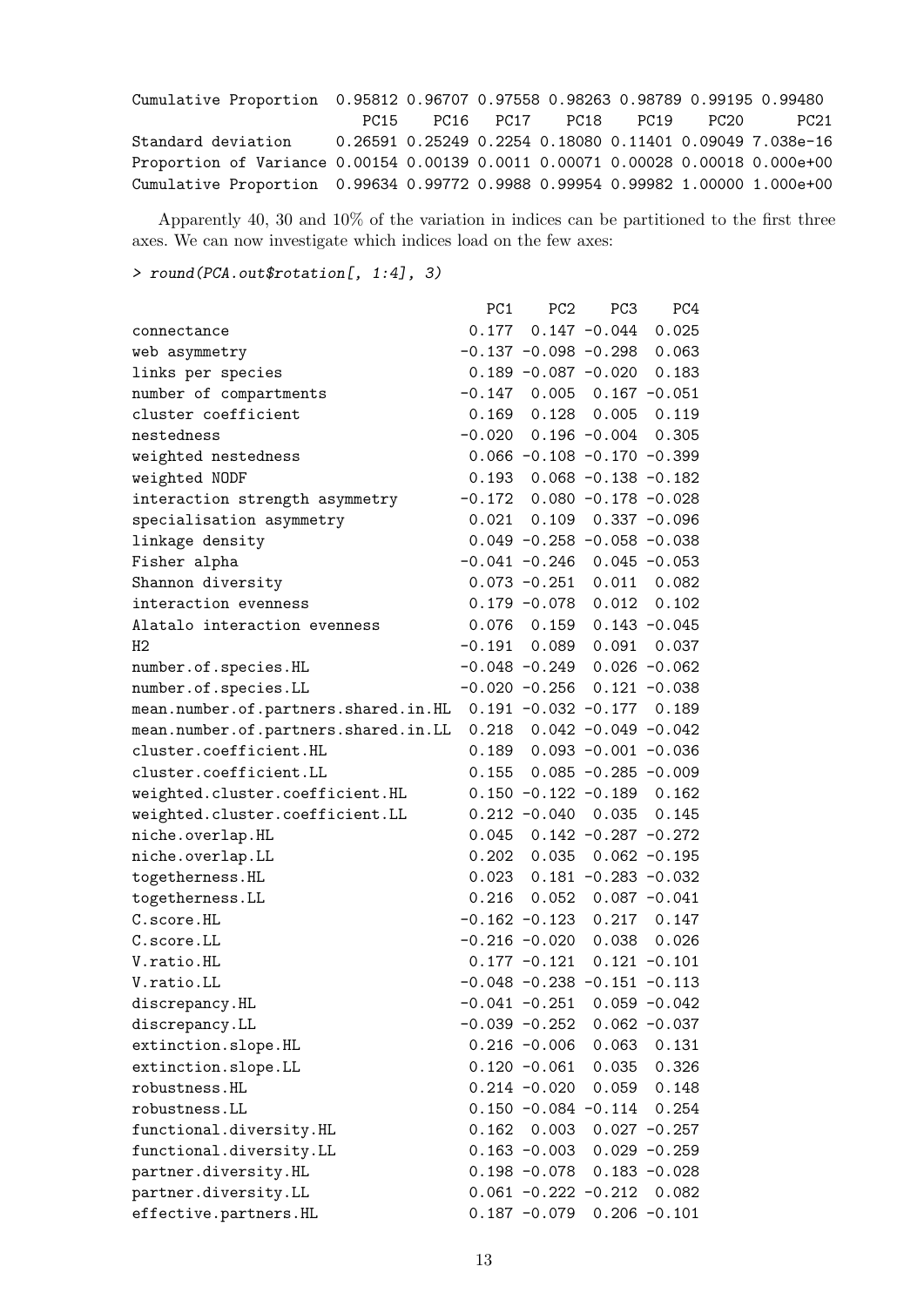```
Cumulative Proportion  0.95812 0.96707 0.97558 0.98263 0.98789 0.99195 0.99480
                          PC15    PC16   PC17    PC18    PC19    PC20      PC21
Standard deviation     0.26591 0.25249 0.2254 0.18080 0.11401 0.09049 7.038e-16
Proportion of Variance 0.00154 0.00139 0.0011 0.00071 0.00028 0.00018 0.000e+00
Cumulative Proportion  0.99634 0.99772 0.9988 0.99954 0.99982 1.00000 1.000e+00
```

Apparently 40, 30 and 10% of the variation in indices can be partitioned to the first three axes. We can now investigate which indices load on the few axes:

```
> round(PCA.out$rotation[, 1:4], 3)

                                       PC1    PC2    PC3    PC4
connectance                          0.177  0.147 -0.044  0.025
web asymmetry                       -0.137 -0.098 -0.298  0.063
links per species                    0.189 -0.087 -0.020  0.183
number of compartments              -0.147  0.005  0.167 -0.051
cluster coefficient                  0.169  0.128  0.005  0.119
nestedness                          -0.020  0.196 -0.004  0.305
weighted nestedness                  0.066 -0.108 -0.170 -0.399
weighted NODF                        0.193  0.068 -0.138 -0.182
interaction strength asymmetry      -0.172  0.080 -0.178 -0.028
specialisation asymmetry             0.021  0.109  0.337 -0.096
linkage density                      0.049 -0.258 -0.058 -0.038
Fisher alpha                        -0.041 -0.246  0.045 -0.053
Shannon diversity                    0.073 -0.251  0.011  0.082
interaction evenness                 0.179 -0.078  0.012  0.102
Alatalo interaction evenness         0.076  0.159  0.143 -0.045
H2                                  -0.191  0.089  0.091  0.037
number.of.species.HL                -0.048 -0.249  0.026 -0.062
number.of.species.LL                -0.020 -0.256  0.121 -0.038
mean.number.of.partners.shared.in.HL  0.191 -0.032 -0.177  0.189
mean.number.of.partners.shared.in.LL  0.218  0.042 -0.049 -0.042
cluster.coefficient.HL               0.189  0.093 -0.001 -0.036
cluster.coefficient.LL               0.155  0.085 -0.285 -0.009
weighted.cluster.coefficient.HL      0.150 -0.122 -0.189  0.162
weighted.cluster.coefficient.LL      0.212 -0.040  0.035  0.145
niche.overlap.HL                     0.045  0.142 -0.287 -0.272
niche.overlap.LL                     0.202  0.035  0.062 -0.195
togetherness.HL                      0.023  0.181 -0.283 -0.032
togetherness.LL                      0.216  0.052  0.087 -0.041
C.score.HL                          -0.162 -0.123  0.217  0.147
C.score.LL                          -0.216 -0.020  0.038  0.026
V.ratio.HL                           0.177 -0.121  0.121 -0.101
V.ratio.LL                          -0.048 -0.238 -0.151 -0.113
discrepancy.HL                      -0.041 -0.251  0.059 -0.042
discrepancy.LL                      -0.039 -0.252  0.062 -0.037
extinction.slope.HL                  0.216 -0.006  0.063  0.131
extinction.slope.LL                  0.120 -0.061  0.035  0.326
robustness.HL                        0.214 -0.020  0.059  0.148
robustness.LL                        0.150 -0.084 -0.114  0.254
functional.diversity.HL              0.162  0.003  0.027 -0.257
functional.diversity.LL              0.163 -0.003  0.029 -0.259
partner.diversity.HL                 0.198 -0.078  0.183 -0.028
partner.diversity.LL                 0.061 -0.222 -0.212  0.082
effective.partners.HL                0.187 -0.079  0.206 -0.101
```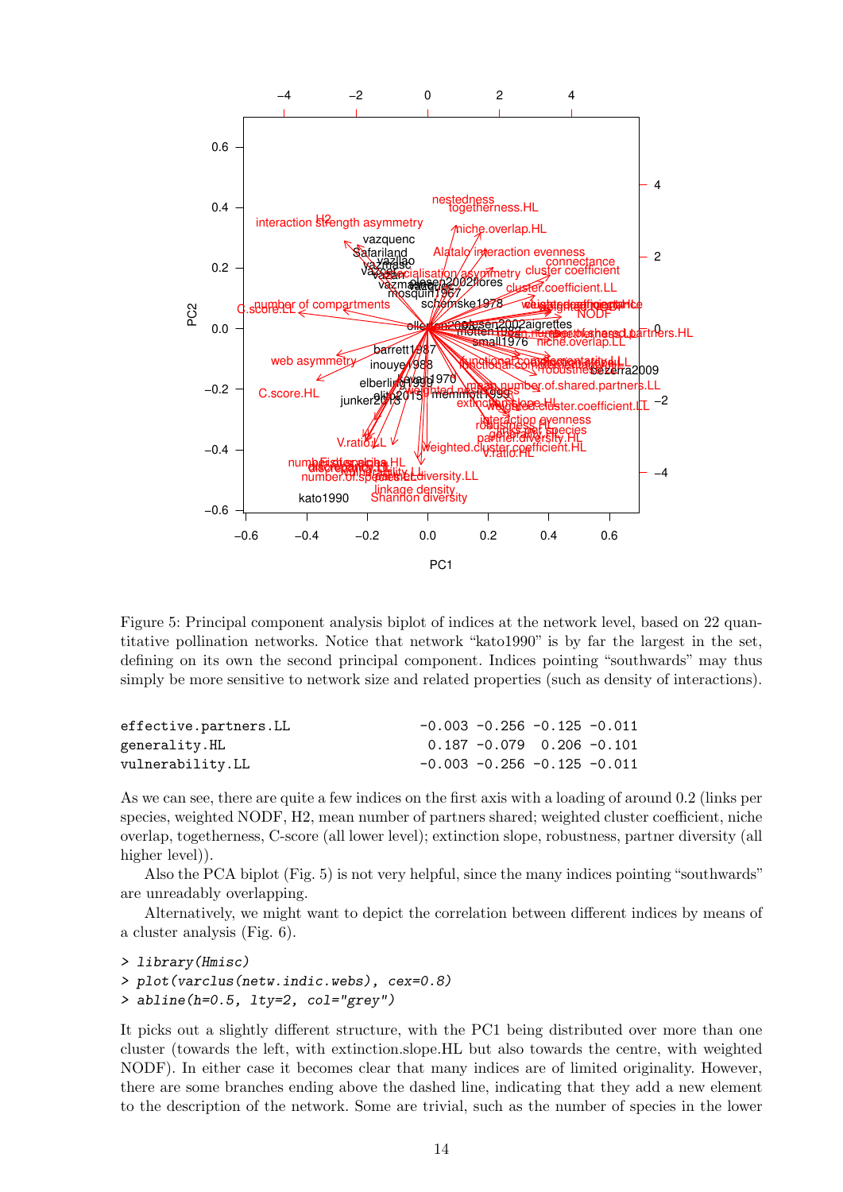Figure 5: Principal component analysis biplot of indices at the network level, based on 22 quantitative pollination networks. Notice that network "kato1990" is by far the largest in the set, defining on its own the second principal component. Indices pointing "southwards" may thus simply be more sensitive to network size and related properties (such as density of interactions).

```
effective.partners.LL                    -0.003 -0.256 -0.125 -0.011
generality.HL                             0.187 -0.079  0.206 -0.101
vulnerability.LL                         -0.003 -0.256 -0.125 -0.011
```

As we can see, there are quite a few indices on the first axis with a loading of around 0.2 (links per species, weighted NODF, H2, mean number of partners shared; weighted cluster coefficient, niche overlap, togetherness, C-score (all lower level); extinction slope, robustness, partner diversity (all higher level)).

Also the PCA biplot (Fig. 5) is not very helpful, since the many indices pointing "southwards" are unreadably overlapping.

Alternatively, we might want to depict the correlation between different indices by means of a cluster analysis (Fig. 6).

```
> library(Hmisc)
> plot(varclus(netw.indic.webs), cex=0.8)
> abline(h=0.5, lty=2, col="grey")
```

It picks out a slightly different structure, with the PC1 being distributed over more than one cluster (towards the left, with extinction.slope.HL but also towards the centre, with weighted NODF). In either case it becomes clear that many indices are of limited originality. However, there are some branches ending above the dashed line, indicating that they add a new element to the description of the network. Some are trivial, such as the number of species in the lower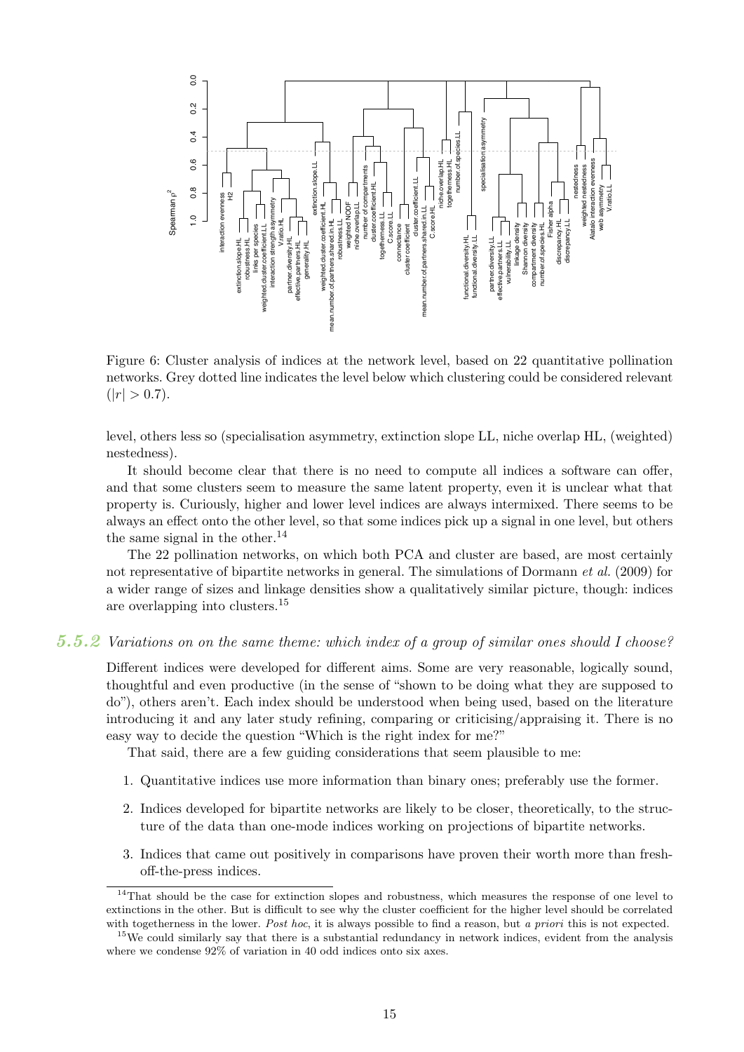Figure 6: Cluster analysis of indices at the network level, based on 22 quantitative pollination networks. Grey dotted line indicates the level below which clustering could be considered relevant ($|r| > 0.7$).

level, others less so (specialisation asymmetry, extinction slope LL, niche overlap HL, (weighted) nestedness).

It should become clear that there is no need to compute all indices a software can offer, and that some clusters seem to measure the same latent property, even it is unclear what that property is. Curiously, higher and lower level indices are always intermixed. There seems to be always an effect onto the other level, so that some indices pick up a signal in one level, but others the same signal in the other.[14]

The 22 pollination networks, on which both PCA and cluster are based, are most certainly not representative of bipartite networks in general. The simulations of Dormann *et al.* (2009) for a wider range of sizes and linkage densities show a qualitatively similar picture, though: indices are overlapping into clusters.[15]

### 5.5.2 *Variations on on the same theme: which index of a group of similar ones should I choose?*

Different indices were developed for different aims. Some are very reasonable, logically sound, thoughtful and even productive (in the sense of "shown to be doing what they are supposed to do"), others aren't. Each index should be understood when being used, based on the literature introducing it and any later study refining, comparing or criticising/appraising it. There is no easy way to decide the question "Which is the right index for me?"

That said, there are a few guiding considerations that seem plausible to me:

1. Quantitative indices use more information than binary ones; preferably use the former.
2. Indices developed for bipartite networks are likely to be closer, theoretically, to the structure of the data than one-mode indices working on projections of bipartite networks.
3. Indices that came out positively in comparisons have proven their worth more than fresh-off-the-press indices.

[14] That should be the case for extinction slopes and robustness, which measures the response of one level to extinctions in the other. But is difficult to see why the cluster coefficient for the higher level should be correlated with togetherness in the lower. *Post hoc*, it is always possible to find a reason, but *a priori* this is not expected.

[15] We could similarly say that there is a substantial redundancy in network indices, evident from the analysis where we condense 92% of variation in 40 odd indices onto six axes.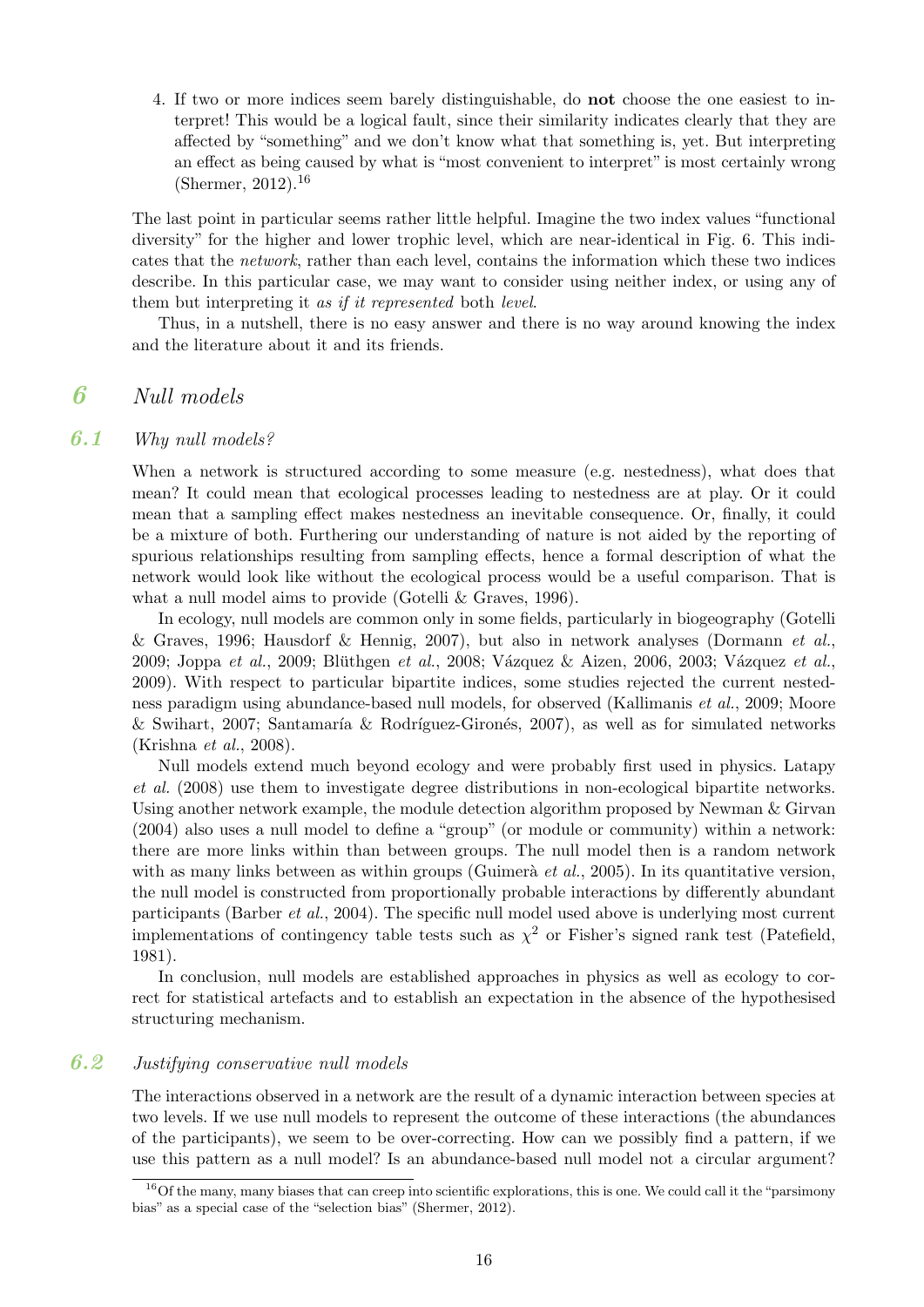4. If two or more indices seem barely distinguishable, do **not** choose the one easiest to interpret! This would be a logical fault, since their similarity indicates clearly that they are affected by "something" and we don't know what that something is, yet. But interpreting an effect as being caused by what is "most convenient to interpret" is most certainly wrong (Shermer, 2012).[16]

The last point in particular seems rather little helpful. Imagine the two index values "functional diversity" for the higher and lower trophic level, which are near-identical in Fig. 6. This indicates that the *network*, rather than each level, contains the information which these two indices describe. In this particular case, we may want to consider using neither index, or using any of them but interpreting it *as if it represented* both *level*.

Thus, in a nutshell, there is no easy answer and there is no way around knowing the index and the literature about it and its friends.

# 6 Null models

## 6.1 Why null models?

When a network is structured according to some measure (e.g. nestedness), what does that mean? It could mean that ecological processes leading to nestedness are at play. Or it could mean that a sampling effect makes nestedness an inevitable consequence. Or, finally, it could be a mixture of both. Furthering our understanding of nature is not aided by the reporting of spurious relationships resulting from sampling effects, hence a formal description of what the network would look like without the ecological process would be a useful comparison. That is what a null model aims to provide (Gotelli & Graves, 1996).

In ecology, null models are common only in some fields, particularly in biogeography (Gotelli & Graves, 1996; Hausdorf & Hennig, 2007), but also in network analyses (Dormann *et al.*, 2009; Joppa *et al.*, 2009; Blüthgen *et al.*, 2008; Vázquez & Aizen, 2006, 2003; Vázquez *et al.*, 2009). With respect to particular bipartite indices, some studies rejected the current nestedness paradigm using abundance-based null models, for observed (Kallimanis *et al.*, 2009; Moore & Swihart, 2007; Santamaría & Rodríguez-Gironés, 2007), as well as for simulated networks (Krishna *et al.*, 2008).

Null models extend much beyond ecology and were probably first used in physics. Latapy *et al.* (2008) use them to investigate degree distributions in non-ecological bipartite networks. Using another network example, the module detection algorithm proposed by Newman & Girvan (2004) also uses a null model to define a "group" (or module or community) within a network: there are more links within than between groups. The null model then is a random network with as many links between as within groups (Guimerà *et al.*, 2005). In its quantitative version, the null model is constructed from proportionally probable interactions by differently abundant participants (Barber *et al.*, 2004). The specific null model used above is underlying most current implementations of contingency table tests such as $\chi^2$ or Fisher's signed rank test (Patefield, 1981).

In conclusion, null models are established approaches in physics as well as ecology to correct for statistical artefacts and to establish an expectation in the absence of the hypothesised structuring mechanism.

## 6.2 Justifying conservative null models

The interactions observed in a network are the result of a dynamic interaction between species at two levels. If we use null models to represent the outcome of these interactions (the abundances of the participants), we seem to be over-correcting. How can we possibly find a pattern, if we use this pattern as a null model? Is an abundance-based null model not a circular argument?

[16] Of the many, many biases that can creep into scientific explorations, this is one. We could call it the "parsimony bias" as a special case of the "selection bias" (Shermer, 2012).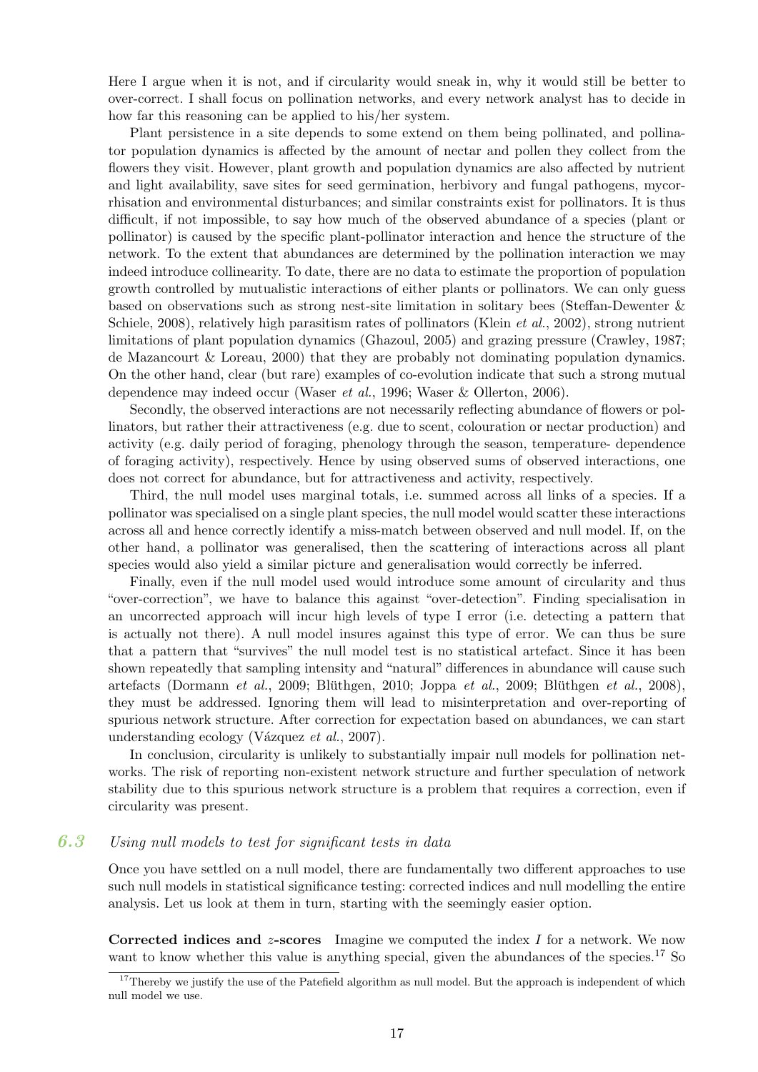Here I argue when it is not, and if circularity would sneak in, why it would still be better to over-correct. I shall focus on pollination networks, and every network analyst has to decide in how far this reasoning can be applied to his/her system.

Plant persistence in a site depends to some extend on them being pollinated, and pollinator population dynamics is affected by the amount of nectar and pollen they collect from the flowers they visit. However, plant growth and population dynamics are also affected by nutrient and light availability, save sites for seed germination, herbivory and fungal pathogens, mycorrhisation and environmental disturbances; and similar constraints exist for pollinators. It is thus difficult, if not impossible, to say how much of the observed abundance of a species (plant or pollinator) is caused by the specific plant-pollinator interaction and hence the structure of the network. To the extent that abundances are determined by the pollination interaction we may indeed introduce collinearity. To date, there are no data to estimate the proportion of population growth controlled by mutualistic interactions of either plants or pollinators. We can only guess based on observations such as strong nest-site limitation in solitary bees (Steffan-Dewenter & Schiele, 2008), relatively high parasitism rates of pollinators (Klein *et al.*, 2002), strong nutrient limitations of plant population dynamics (Ghazoul, 2005) and grazing pressure (Crawley, 1987; de Mazancourt & Loreau, 2000) that they are probably not dominating population dynamics. On the other hand, clear (but rare) examples of co-evolution indicate that such a strong mutual dependence may indeed occur (Waser *et al.*, 1996; Waser & Ollerton, 2006).

Secondly, the observed interactions are not necessarily reflecting abundance of flowers or pollinators, but rather their attractiveness (e.g. due to scent, colouration or nectar production) and activity (e.g. daily period of foraging, phenology through the season, temperature- dependence of foraging activity), respectively. Hence by using observed sums of observed interactions, one does not correct for abundance, but for attractiveness and activity, respectively.

Third, the null model uses marginal totals, i.e. summed across all links of a species. If a pollinator was specialised on a single plant species, the null model would scatter these interactions across all and hence correctly identify a miss-match between observed and null model. If, on the other hand, a pollinator was generalised, then the scattering of interactions across all plant species would also yield a similar picture and generalisation would correctly be inferred.

Finally, even if the null model used would introduce some amount of circularity and thus "over-correction", we have to balance this against "over-detection". Finding specialisation in an uncorrected approach will incur high levels of type I error (i.e. detecting a pattern that is actually not there). A null model insures against this type of error. We can thus be sure that a pattern that "survives" the null model test is no statistical artefact. Since it has been shown repeatedly that sampling intensity and "natural" differences in abundance will cause such artefacts (Dormann *et al.*, 2009; Blüthgen, 2010; Joppa *et al.*, 2009; Blüthgen *et al.*, 2008), they must be addressed. Ignoring them will lead to misinterpretation and over-reporting of spurious network structure. After correction for expectation based on abundances, we can start understanding ecology (Vázquez *et al.*, 2007).

In conclusion, circularity is unlikely to substantially impair null models for pollination networks. The risk of reporting non-existent network structure and further speculation of network stability due to this spurious network structure is a problem that requires a correction, even if circularity was present.

## 6.3 *Using null models to test for significant tests in data*

Once you have settled on a null model, there are fundamentally two different approaches to use such null models in statistical significance testing: corrected indices and null modelling the entire analysis. Let us look at them in turn, starting with the seemingly easier option.

**Corrected indices and $z$-scores** Imagine we computed the index $I$ for a network. We now want to know whether this value is anything special, given the abundances of the species.[17] So

[17] Thereby we justify the use of the Patefield algorithm as null model. But the approach is independent of which null model we use.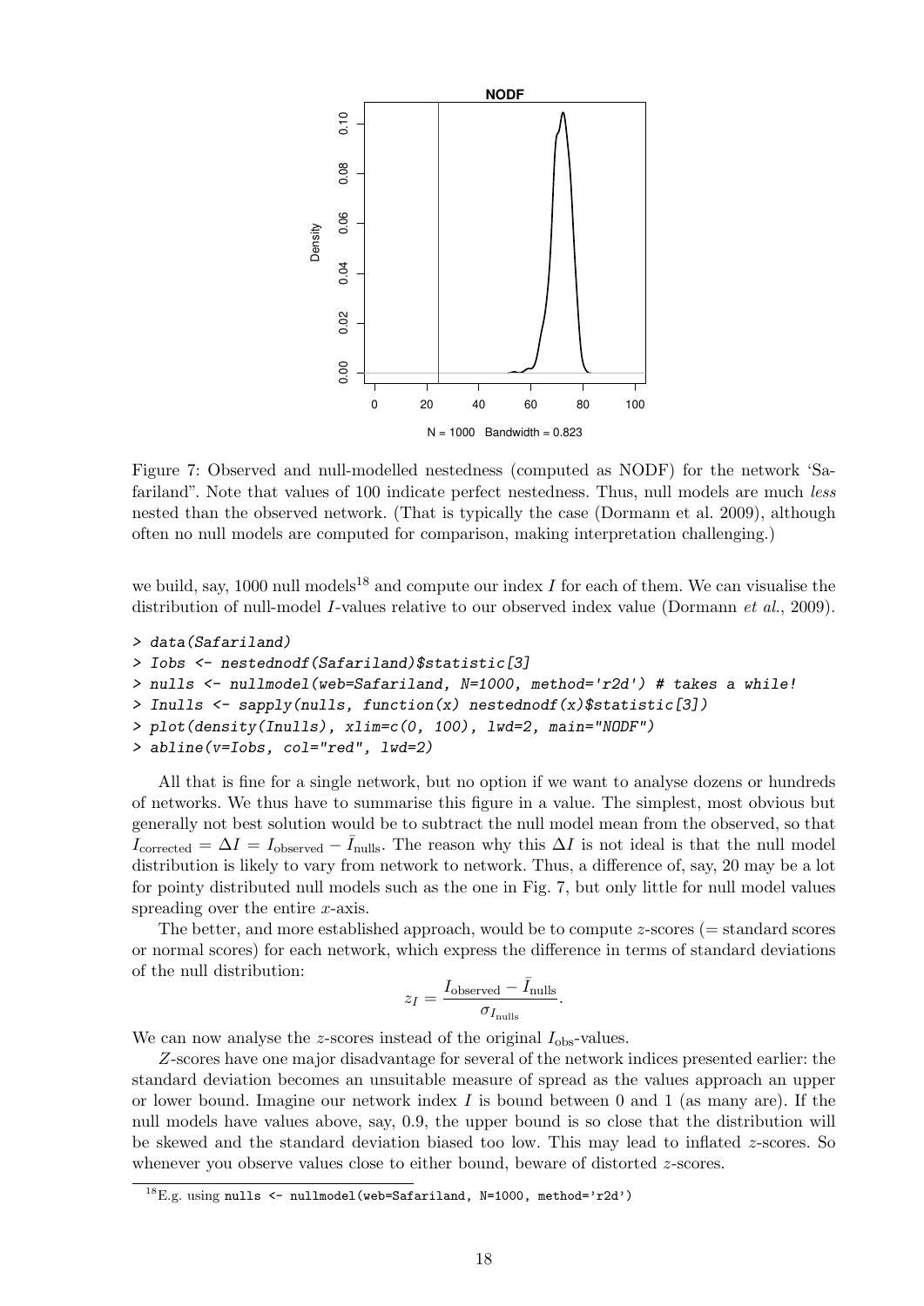Figure 7: Observed and null-modelled nestedness (computed as NODF) for the network 'Safariland". Note that values of 100 indicate perfect nestedness. Thus, null models are much *less* nested than the observed network. (That is typically the case (Dormann et al. 2009), although often no null models are computed for comparison, making interpretation challenging.)

we build, say, 1000 null models[18] and compute our index $I$ for each of them. We can visualise the distribution of null-model $I$-values relative to our observed index value (Dormann *et al.*, 2009).

```
> data(Safariland)
> Iobs <- nestednodf(Safariland)$statistic[3]
> nulls <- nullmodel(web=Safariland, N=1000, method='r2d') # takes a while!
> Inulls <- sapply(nulls, function(x) nestednodf(x)$statistic[3])
> plot(density(Inulls), xlim=c(0, 100), lwd=2, main="NODF")
> abline(v=Iobs, col="red", lwd=2)
```

All that is fine for a single network, but no option if we want to analyse dozens or hundreds of networks. We thus have to summarise this figure in a value. The simplest, most obvious but generally not best solution would be to subtract the null model mean from the observed, so that $I_{\text{corrected}} = \Delta I = I_{\text{observed}} - \bar{I}_{\text{nulls}}$. The reason why this $\Delta I$ is not ideal is that the null model distribution is likely to vary from network to network. Thus, a difference of, say, 20 may be a lot for pointy distributed null models such as the one in Fig. 7, but only little for null model values spreading over the entire $x$-axis.

The better, and more established approach, would be to compute $z$-scores (= standard scores or normal scores) for each network, which express the difference in terms of standard deviations of the null distribution:

$$z_I = \frac{I_{\text{observed}} - \bar{I}_{\text{nulls}}}{\sigma_{I_{\text{nulls}}}}.$$

We can now analyse the $z$-scores instead of the original $I_{\text{obs}}$-values.

$Z$-scores have one major disadvantage for several of the network indices presented earlier: the standard deviation becomes an unsuitable measure of spread as the values approach an upper or lower bound. Imagine our network index $I$ is bound between 0 and 1 (as many are). If the null models have values above, say, 0.9, the upper bound is so close that the distribution will be skewed and the standard deviation biased too low. This may lead to inflated $z$-scores. So whenever you observe values close to either bound, beware of distorted $z$-scores.

[18] E.g. using `nulls <- nullmodel(web=Safariland, N=1000, method='r2d')`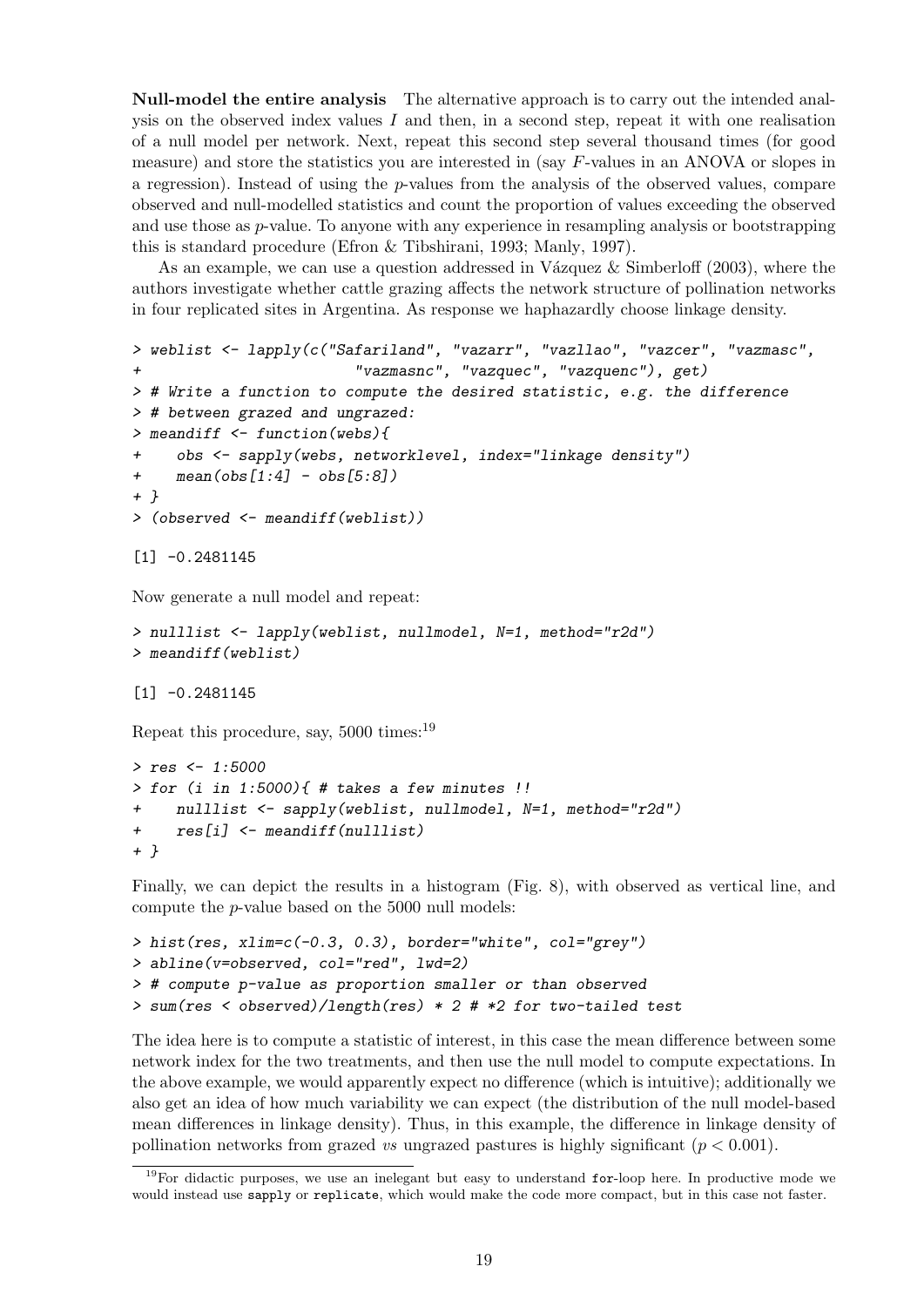**Null-model the entire analysis** The alternative approach is to carry out the intended analysis on the observed index values $I$ and then, in a second step, repeat it with one realisation of a null model per network. Next, repeat this second step several thousand times (for good measure) and store the statistics you are interested in (say $F$-values in an ANOVA or slopes in a regression). Instead of using the $p$-values from the analysis of the observed values, compare observed and null-modelled statistics and count the proportion of values exceeding the observed and use those as $p$-value. To anyone with any experience in resampling analysis or bootstrapping this is standard procedure (Efron & Tibshirani, 1993; Manly, 1997).

As an example, we can use a question addressed in Vázquez & Simberloff (2003), where the authors investigate whether cattle grazing affects the network structure of pollination networks in four replicated sites in Argentina. As response we haphazardly choose linkage density.

```
> weblist <- lapply(c("Safariland", "vazarr", "vazllao", "vazcer", "vazmasc",
+                       "vazmasnc", "vazquec", "vazquenc"), get)
> # Write a function to compute the desired statistic, e.g. the difference
> # between grazed and ungrazed:
> meandiff <- function(webs){
+    obs <- sapply(webs, networklevel, index="linkage density")
+    mean(obs[1:4] - obs[5:8])
+ }
> (observed <- meandiff(weblist))

[1] -0.2481145
```

Now generate a null model and repeat:

```
> nulllist <- lapply(weblist, nullmodel, N=1, method="r2d")
> meandiff(weblist)

[1] -0.2481145
```

Repeat this procedure, say, 5000 times:[19]

```
> res <- 1:5000
> for (i in 1:5000){ # takes a few minutes !!
+    nulllist <- sapply(weblist, nullmodel, N=1, method="r2d")
+    res[i] <- meandiff(nulllist)
+ }
```

Finally, we can depict the results in a histogram (Fig. 8), with observed as vertical line, and compute the $p$-value based on the 5000 null models:

```
> hist(res, xlim=c(-0.3, 0.3), border="white", col="grey")
> abline(v=observed, col="red", lwd=2)
> # compute p-value as proportion smaller or than observed
> sum(res < observed)/length(res) * 2 # *2 for two-tailed test
```

The idea here is to compute a statistic of interest, in this case the mean difference between some network index for the two treatments, and then use the null model to compute expectations. In the above example, we would apparently expect no difference (which is intuitive); additionally we also get an idea of how much variability we can expect (the distribution of the null model-based mean differences in linkage density). Thus, in this example, the difference in linkage density of pollination networks from grazed *vs* ungrazed pastures is highly significant ($p < 0.001$).

[19] For didactic purposes, we use an inelegant but easy to understand `for`-loop here. In productive mode we would instead use `sapply` or `replicate`, which would make the code more compact, but in this case not faster.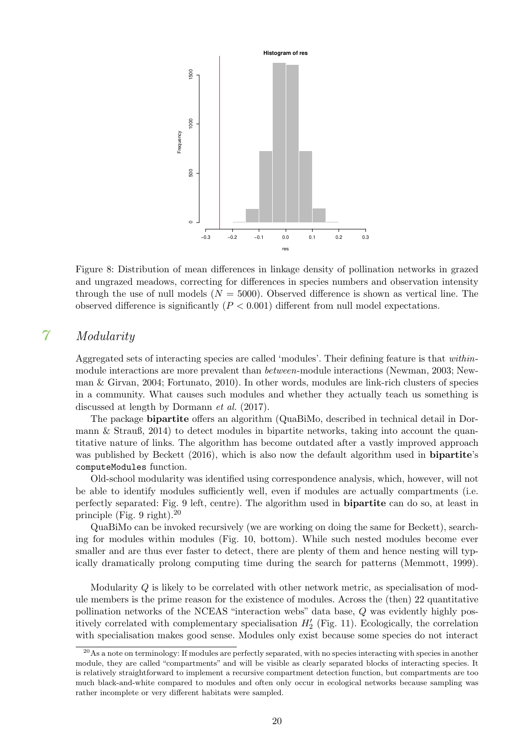Figure 8: Distribution of mean differences in linkage density of pollination networks in grazed and ungrazed meadows, correcting for differences in species numbers and observation intensity through the use of null models ($N = 5000$). Observed difference is shown as vertical line. The observed difference is significantly ($P < 0.001$) different from null model expectations.

# 7 Modularity

Aggregated sets of interacting species are called 'modules'. Their defining feature is that *within*-module interactions are more prevalent than *between*-module interactions (Newman, 2003; Newman & Girvan, 2004; Fortunato, 2010). In other words, modules are link-rich clusters of species in a community. What causes such modules and whether they actually teach us something is discussed at length by Dormann *et al.* (2017).

The package **bipartite** offers an algorithm (QuaBiMo, described in technical detail in Dormann & Strauß, 2014) to detect modules in bipartite networks, taking into account the quantitative nature of links. The algorithm has become outdated after a vastly improved approach was published by Beckett (2016), which is also now the default algorithm used in **bipartite**'s `computeModules` function.

Old-school modularity was identified using correspondence analysis, which, however, will not be able to identify modules sufficiently well, even if modules are actually compartments (i.e. perfectly separated: Fig. 9 left, centre). The algorithm used in **bipartite** can do so, at least in principle (Fig. 9 right).[20]

QuaBiMo can be invoked recursively (we are working on doing the same for Beckett), searching for modules within modules (Fig. 10, bottom). While such nested modules become ever smaller and are thus ever faster to detect, there are plenty of them and hence nesting will typically dramatically prolong computing time during the search for patterns (Memmott, 1999).

Modularity $Q$ is likely to be correlated with other network metric, as specialisation of module members is the prime reason for the existence of modules. Across the (then) 22 quantitative pollination networks of the NCEAS "interaction webs" data base, $Q$ was evidently highly positively correlated with complementary specialisation $H_2'$ (Fig. 11). Ecologically, the correlation with specialisation makes good sense. Modules only exist because some species do not interact

[20] As a note on terminology: If modules are perfectly separated, with no species interacting with species in another module, they are called "compartments" and will be visible as clearly separated blocks of interacting species. It is relatively straightforward to implement a recursive compartment detection function, but compartments are too much black-and-white compared to modules and often only occur in ecological networks because sampling was rather incomplete or very different habitats were sampled.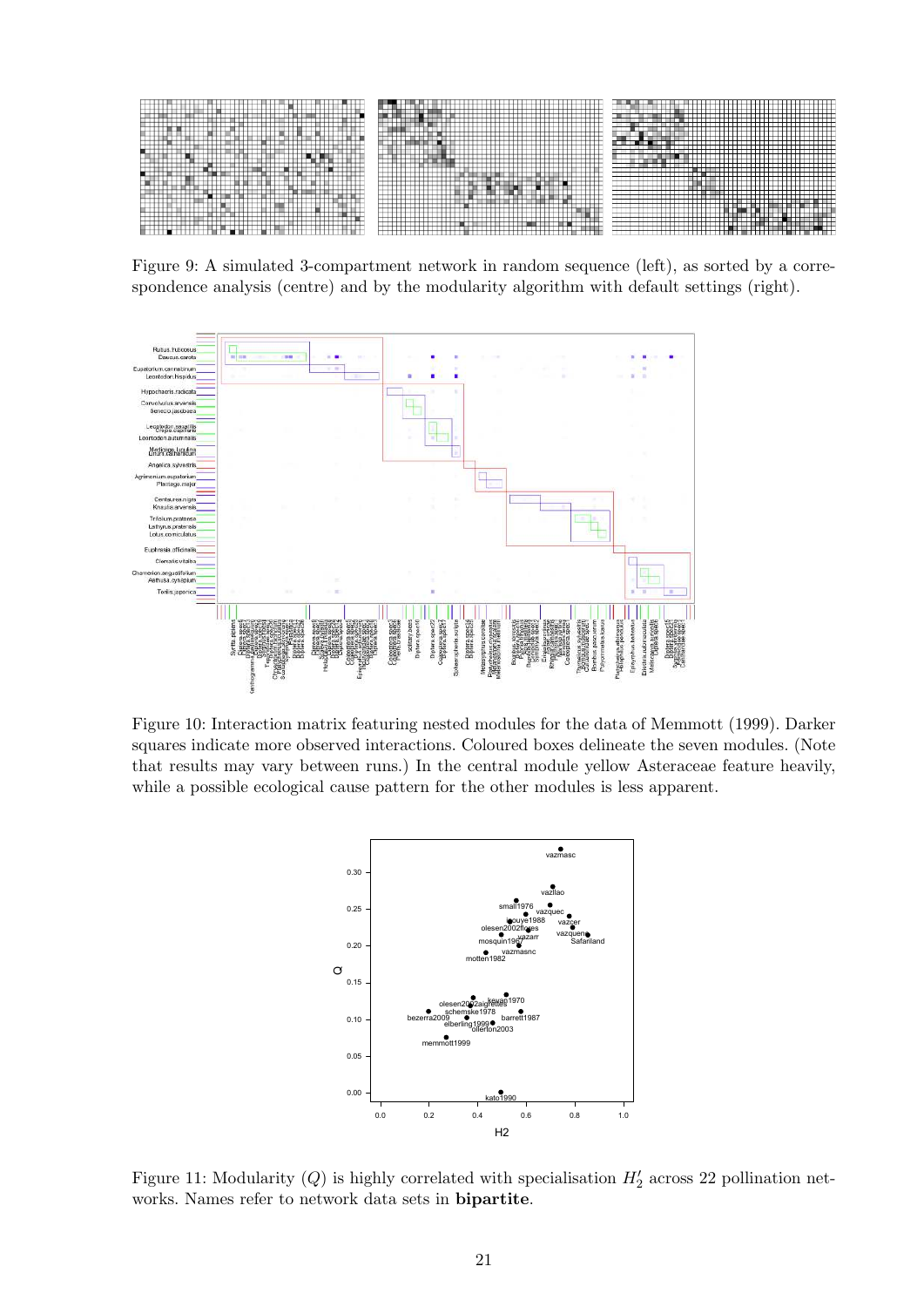Figure 9: A simulated 3-compartment network in random sequence (left), as sorted by a correspondence analysis (centre) and by the modularity algorithm with default settings (right).

Figure 10: Interaction matrix featuring nested modules for the data of Memmott (1999). Darker squares indicate more observed interactions. Coloured boxes delineate the seven modules. (Note that results may vary between runs.) In the central module yellow Asteraceae feature heavily, while a possible ecological cause pattern for the other modules is less apparent.

Figure 11: Modularity ($Q$) is highly correlated with specialisation $H_2'$ across 22 pollination networks. Names refer to network data sets in **bipartite**.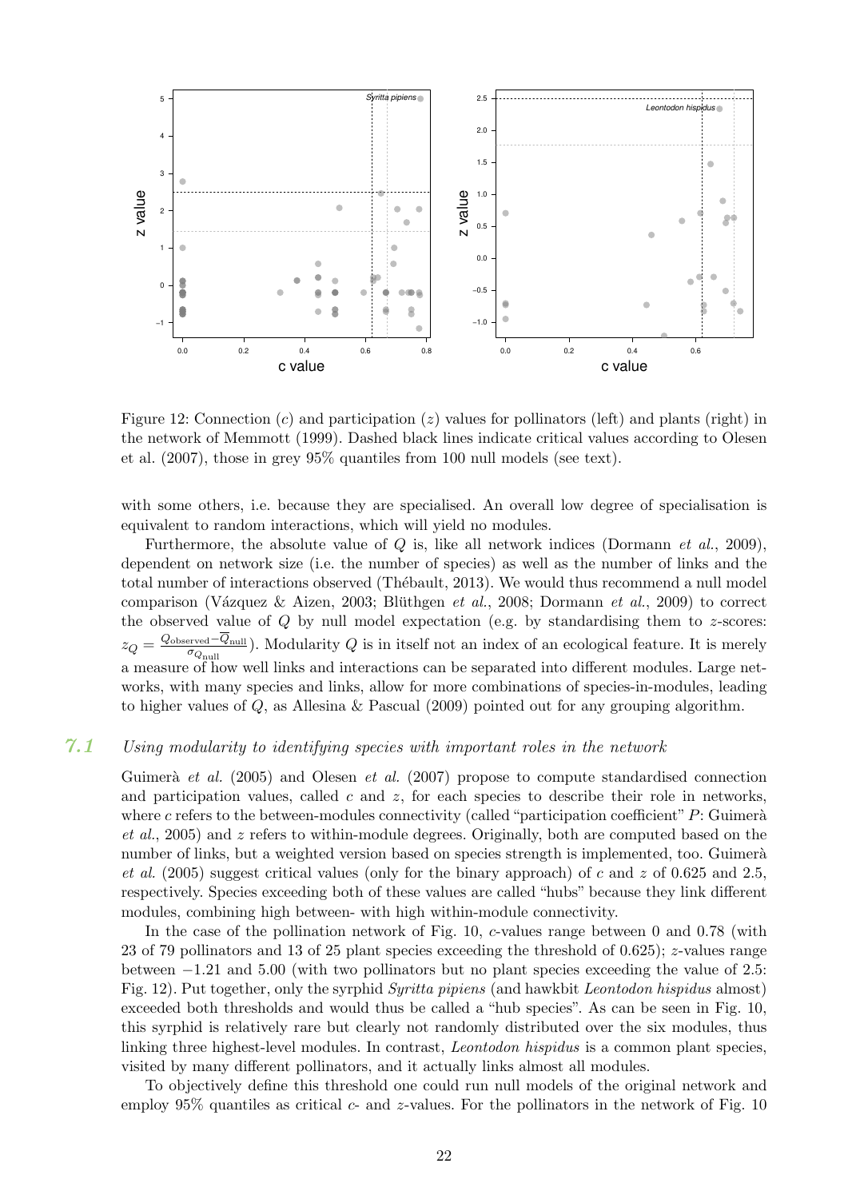Figure 12: Connection ($c$) and participation ($z$) values for pollinators (left) and plants (right) in the network of Memmott (1999). Dashed black lines indicate critical values according to Olesen et al. (2007), those in grey 95% quantiles from 100 null models (see text).

with some others, i.e. because they are specialised. An overall low degree of specialisation is equivalent to random interactions, which will yield no modules.

Furthermore, the absolute value of $Q$ is, like all network indices (Dormann *et al.*, 2009), dependent on network size (i.e. the number of species) as well as the number of links and the total number of interactions observed (Thébault, 2013). We would thus recommend a null model comparison (Vázquez & Aizen, 2003; Blüthgen *et al.*, 2008; Dormann *et al.*, 2009) to correct the observed value of $Q$ by null model expectation (e.g. by standardising them to $z$-scores: $z_Q = \frac{Q_{\text{observed}} - \overline{Q}_{\text{null}}}{\sigma_{Q_{\text{null}}}}$). Modularity $Q$ is in itself not an index of an ecological feature. It is merely a measure of how well links and interactions can be separated into different modules. Large networks, with many species and links, allow for more combinations of species-in-modules, leading to higher values of $Q$, as Allesina & Pascual (2009) pointed out for any grouping algorithm.

## 7.1 *Using modularity to identifying species with important roles in the network*

Guimerà *et al.* (2005) and Olesen *et al.* (2007) propose to compute standardised connection and participation values, called $c$ and $z$, for each species to describe their role in networks, where $c$ refers to the between-modules connectivity (called "participation coefficient" $P$: Guimerà *et al.*, 2005) and $z$ refers to within-module degrees. Originally, both are computed based on the number of links, but a weighted version based on species strength is implemented, too. Guimerà *et al.* (2005) suggest critical values (only for the binary approach) of $c$ and $z$ of 0.625 and 2.5, respectively. Species exceeding both of these values are called "hubs" because they link different modules, combining high between- with high within-module connectivity.

In the case of the pollination network of Fig. 10, $c$-values range between 0 and 0.78 (with 23 of 79 pollinators and 13 of 25 plant species exceeding the threshold of 0.625); $z$-values range between −1.21 and 5.00 (with two pollinators but no plant species exceeding the value of 2.5: Fig. 12). Put together, only the syrphid *Syritta pipiens* (and hawkbit *Leontodon hispidus* almost) exceeded both thresholds and would thus be called a "hub species". As can be seen in Fig. 10, this syrphid is relatively rare but clearly not randomly distributed over the six modules, thus linking three highest-level modules. In contrast, *Leontodon hispidus* is a common plant species, visited by many different pollinators, and it actually links almost all modules.

To objectively define this threshold one could run null models of the original network and employ 95% quantiles as critical $c$- and $z$-values. For the pollinators in the network of Fig. 10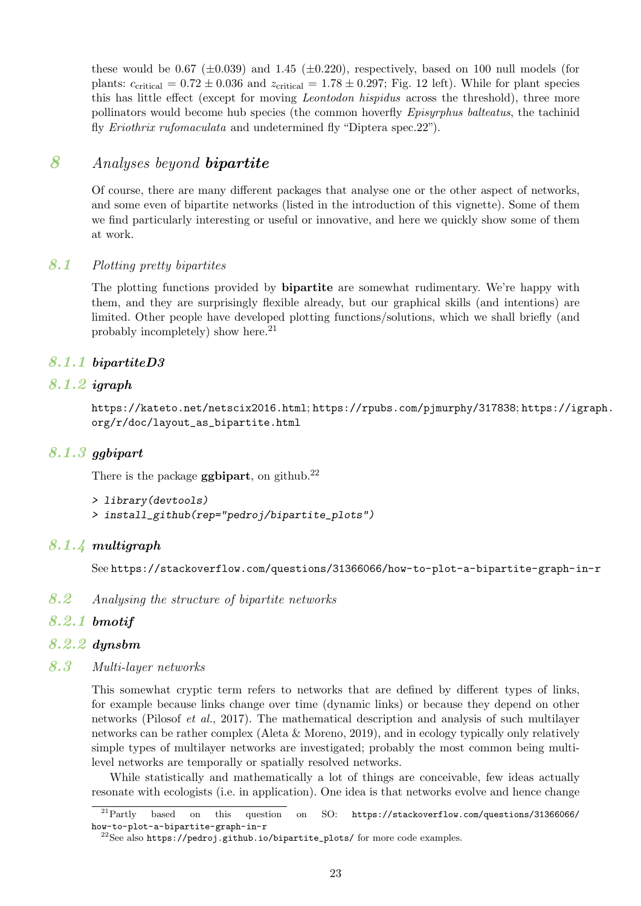these would be 0.67 ($\pm 0.039$) and 1.45 ($\pm 0.220$), respectively, based on 100 null models (for plants: $c_{\text{critical}} = 0.72 \pm 0.036$ and $z_{\text{critical}} = 1.78 \pm 0.297$; Fig. 12 left). While for plant species this has little effect (except for moving *Leontodon hispidus* across the threshold), three more pollinators would become hub species (the common hoverfly *Episyrphus balteatus*, the tachinid fly *Eriothrix rufomaculata* and undetermined fly "Diptera spec.22").

# 8 Analyses beyond **bipartite**

Of course, there are many different packages that analyse one or the other aspect of networks, and some even of bipartite networks (listed in the introduction of this vignette). Some of them we find particularly interesting or useful or innovative, and here we quickly show some of them at work.

## 8.1 Plotting pretty bipartites

The plotting functions provided by **bipartite** are somewhat rudimentary. We're happy with them, and they are surprisingly flexible already, but our graphical skills (and intentions) are limited. Other people have developed plotting functions/solutions, which we shall briefly (and probably incompletely) show here.[21]

### 8.1.1 bipartiteD3

### 8.1.2 igraph

https://kateto.net/netscix2016.html; https://rpubs.com/pjmurphy/317838; https://igraph.org/r/doc/layout_as_bipartite.html

### 8.1.3 ggbipart

There is the package **ggbipart**, on github.[22]

```
> library(devtools)
> install_github(rep="pedroj/bipartite_plots")
```

### 8.1.4 multigraph

See https://stackoverflow.com/questions/31366066/how-to-plot-a-bipartite-graph-in-r

## 8.2 Analysing the structure of bipartite networks

### 8.2.1 bmotif

### 8.2.2 dynsbm

## 8.3 Multi-layer networks

This somewhat cryptic term refers to networks that are defined by different types of links, for example because links change over time (dynamic links) or because they depend on other networks (Pilosof *et al.*, 2017). The mathematical description and analysis of such multilayer networks can be rather complex (Aleta & Moreno, 2019), and in ecology typically only relatively simple types of multilayer networks are investigated; probably the most common being multilevel networks are temporally or spatially resolved networks.

While statistically and mathematically a lot of things are conceivable, few ideas actually resonate with ecologists (i.e. in application). One idea is that networks evolve and hence change

---

[21] Partly based on this question on SO: https://stackoverflow.com/questions/31366066/how-to-plot-a-bipartite-graph-in-r

[22] See also https://pedroj.github.io/bipartite_plots/ for more code examples.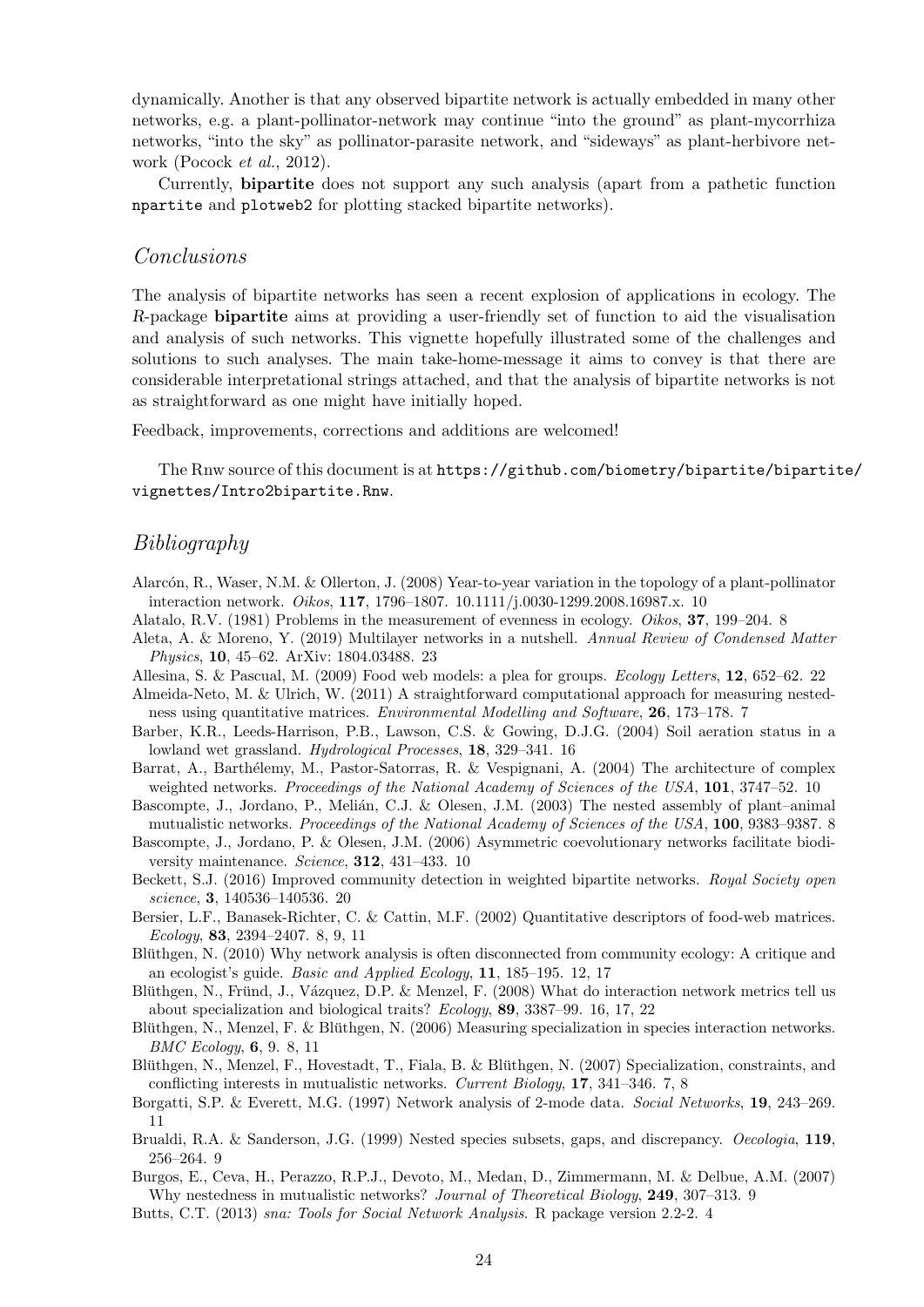dynamically. Another is that any observed bipartite network is actually embedded in many other networks, e.g. a plant-pollinator-network may continue "into the ground" as plant-mycorrhiza networks, "into the sky" as pollinator-parasite network, and "sideways" as plant-herbivore network (Pocock *et al.*, 2012).

Currently, **bipartite** does not support any such analysis (apart from a pathetic function `npartite` and `plotweb2` for plotting stacked bipartite networks).

## *Conclusions*

The analysis of bipartite networks has seen a recent explosion of applications in ecology. The *R*-package **bipartite** aims at providing a user-friendly set of function to aid the visualisation and analysis of such networks. This vignette hopefully illustrated some of the challenges and solutions to such analyses. The main take-home-message it aims to convey is that there are considerable interpretational strings attached, and that the analysis of bipartite networks is not as straightforward as one might have initially hoped.

Feedback, improvements, corrections and additions are welcomed!

The Rnw source of this document is at `https://github.com/biometry/bipartite/bipartite/vignettes/Intro2bipartite.Rnw`.

## *Bibliography*

Alarcón, R., Waser, N.M. & Ollerton, J. (2008) Year-to-year variation in the topology of a plant-pollinator interaction network. *Oikos*, **117**, 1796–1807. 10.1111/j.0030-1299.2008.16987.x. 10

Alatalo, R.V. (1981) Problems in the measurement of evenness in ecology. *Oikos*, **37**, 199–204. 8

Aleta, A. & Moreno, Y. (2019) Multilayer networks in a nutshell. *Annual Review of Condensed Matter Physics*, **10**, 45–62. ArXiv: 1804.03488. 23

Allesina, S. & Pascual, M. (2009) Food web models: a plea for groups. *Ecology Letters*, **12**, 652–62. 22

Almeida-Neto, M. & Ulrich, W. (2011) A straightforward computational approach for measuring nestedness using quantitative matrices. *Environmental Modelling and Software*, **26**, 173–178. 7

Barber, K.R., Leeds-Harrison, P.B., Lawson, C.S. & Gowing, D.J.G. (2004) Soil aeration status in a lowland wet grassland. *Hydrological Processes*, **18**, 329–341. 16

Barrat, A., Barthélemy, M., Pastor-Satorras, R. & Vespignani, A. (2004) The architecture of complex weighted networks. *Proceedings of the National Academy of Sciences of the USA*, **101**, 3747–52. 10

Bascompte, J., Jordano, P., Melián, C.J. & Olesen, J.M. (2003) The nested assembly of plant–animal mutualistic networks. *Proceedings of the National Academy of Sciences of the USA*, **100**, 9383–9387. 8

Bascompte, J., Jordano, P. & Olesen, J.M. (2006) Asymmetric coevolutionary networks facilitate biodiversity maintenance. *Science*, **312**, 431–433. 10

Beckett, S.J. (2016) Improved community detection in weighted bipartite networks. *Royal Society open science*, **3**, 140536–140536. 20

Bersier, L.F., Banasek-Richter, C. & Cattin, M.F. (2002) Quantitative descriptors of food-web matrices. *Ecology*, **83**, 2394–2407. 8, 9, 11

Blüthgen, N. (2010) Why network analysis is often disconnected from community ecology: A critique and an ecologist's guide. *Basic and Applied Ecology*, **11**, 185–195. 12, 17

Blüthgen, N., Fründ, J., Vázquez, D.P. & Menzel, F. (2008) What do interaction network metrics tell us about specialization and biological traits? *Ecology*, **89**, 3387–99. 16, 17, 22

Blüthgen, N., Menzel, F. & Blüthgen, N. (2006) Measuring specialization in species interaction networks. *BMC Ecology*, **6**, 9. 8, 11

Blüthgen, N., Menzel, F., Hovestadt, T., Fiala, B. & Blüthgen, N. (2007) Specialization, constraints, and conflicting interests in mutualistic networks. *Current Biology*, **17**, 341–346. 7, 8

Borgatti, S.P. & Everett, M.G. (1997) Network analysis of 2-mode data. *Social Networks*, **19**, 243–269. 11

Brualdi, R.A. & Sanderson, J.G. (1999) Nested species subsets, gaps, and discrepancy. *Oecologia*, **119**, 256–264. 9

Burgos, E., Ceva, H., Perazzo, R.P.J., Devoto, M., Medan, D., Zimmermann, M. & Delbue, A.M. (2007) Why nestedness in mutualistic networks? *Journal of Theoretical Biology*, **249**, 307–313. 9

Butts, C.T. (2013) *sna: Tools for Social Network Analysis.* R package version 2.2-2. 4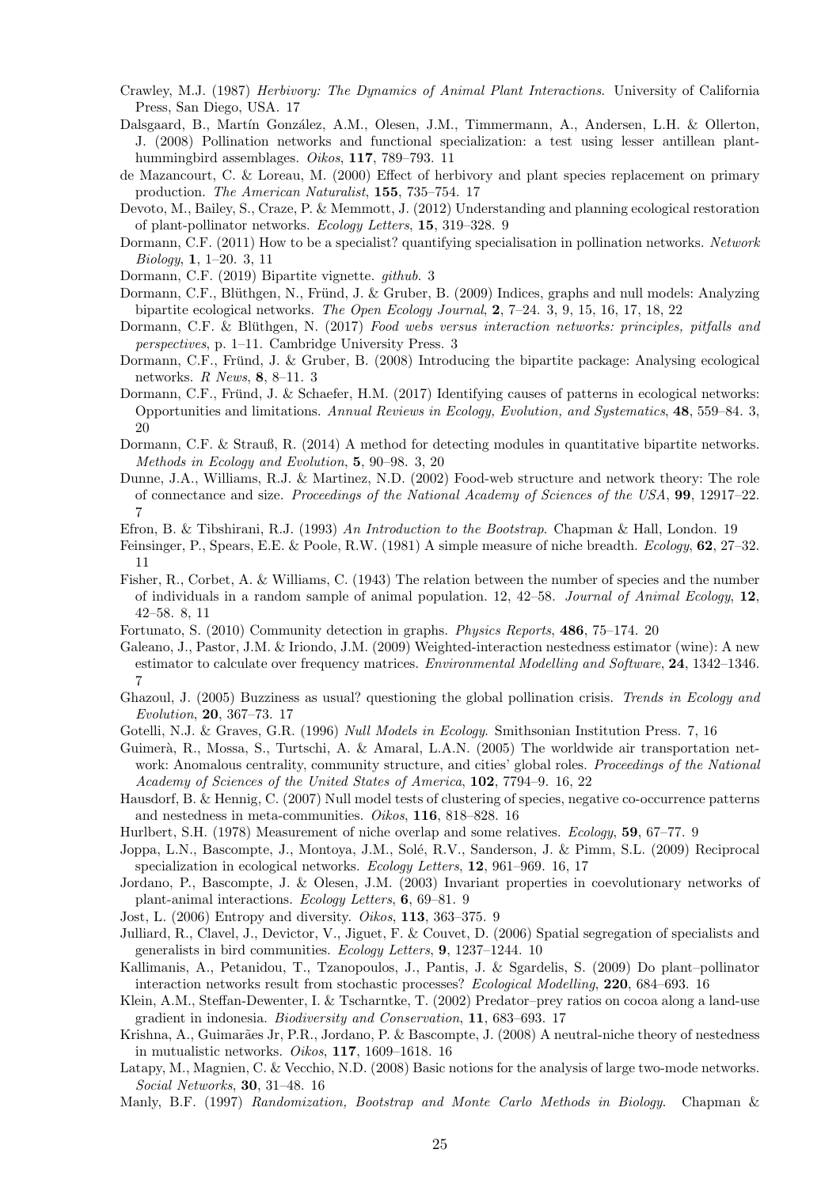Crawley, M.J. (1987) *Herbivory: The Dynamics of Animal Plant Interactions*. University of California Press, San Diego, USA. 17

Dalsgaard, B., Martín González, A.M., Olesen, J.M., Timmermann, A., Andersen, L.H. & Ollerton, J. (2008) Pollination networks and functional specialization: a test using lesser antillean plant-hummingbird assemblages. *Oikos*, **117**, 789–793. 11

de Mazancourt, C. & Loreau, M. (2000) Effect of herbivory and plant species replacement on primary production. *The American Naturalist*, **155**, 735–754. 17

Devoto, M., Bailey, S., Craze, P. & Memmott, J. (2012) Understanding and planning ecological restoration of plant-pollinator networks. *Ecology Letters*, **15**, 319–328. 9

Dormann, C.F. (2011) How to be a specialist? quantifying specialisation in pollination networks. *Network Biology*, **1**, 1–20. 3, 11

Dormann, C.F. (2019) Bipartite vignette. *github*. 3

Dormann, C.F., Blüthgen, N., Fründ, J. & Gruber, B. (2009) Indices, graphs and null models: Analyzing bipartite ecological networks. *The Open Ecology Journal*, **2**, 7–24. 3, 9, 15, 16, 17, 18, 22

Dormann, C.F. & Blüthgen, N. (2017) *Food webs versus interaction networks: principles, pitfalls and perspectives*, p. 1–11. Cambridge University Press. 3

Dormann, C.F., Fründ, J. & Gruber, B. (2008) Introducing the bipartite package: Analysing ecological networks. *R News*, **8**, 8–11. 3

Dormann, C.F., Fründ, J. & Schaefer, H.M. (2017) Identifying causes of patterns in ecological networks: Opportunities and limitations. *Annual Reviews in Ecology, Evolution, and Systematics*, **48**, 559–84. 3, 20

Dormann, C.F. & Strauß, R. (2014) A method for detecting modules in quantitative bipartite networks. *Methods in Ecology and Evolution*, **5**, 90–98. 3, 20

Dunne, J.A., Williams, R.J. & Martinez, N.D. (2002) Food-web structure and network theory: The role of connectance and size. *Proceedings of the National Academy of Sciences of the USA*, **99**, 12917–22. 7

Efron, B. & Tibshirani, R.J. (1993) *An Introduction to the Bootstrap*. Chapman & Hall, London. 19

Feinsinger, P., Spears, E.E. & Poole, R.W. (1981) A simple measure of niche breadth. *Ecology*, **62**, 27–32. 11

Fisher, R., Corbet, A. & Williams, C. (1943) The relation between the number of species and the number of individuals in a random sample of animal population. 12, 42–58. *Journal of Animal Ecology*, **12**, 42–58. 8, 11

Fortunato, S. (2010) Community detection in graphs. *Physics Reports*, **486**, 75–174. 20

Galeano, J., Pastor, J.M. & Iriondo, J.M. (2009) Weighted-interaction nestedness estimator (wine): A new estimator to calculate over frequency matrices. *Environmental Modelling and Software*, **24**, 1342–1346. 7

Ghazoul, J. (2005) Buzziness as usual? questioning the global pollination crisis. *Trends in Ecology and Evolution*, **20**, 367–73. 17

Gotelli, N.J. & Graves, G.R. (1996) *Null Models in Ecology*. Smithsonian Institution Press. 7, 16

Guimerà, R., Mossa, S., Turtschi, A. & Amaral, L.A.N. (2005) The worldwide air transportation network: Anomalous centrality, community structure, and cities' global roles. *Proceedings of the National Academy of Sciences of the United States of America*, **102**, 7794–9. 16, 22

Hausdorf, B. & Hennig, C. (2007) Null model tests of clustering of species, negative co-occurrence patterns and nestedness in meta-communities. *Oikos*, **116**, 818–828. 16

Hurlbert, S.H. (1978) Measurement of niche overlap and some relatives. *Ecology*, **59**, 67–77. 9

Joppa, L.N., Bascompte, J., Montoya, J.M., Solé, R.V., Sanderson, J. & Pimm, S.L. (2009) Reciprocal specialization in ecological networks. *Ecology Letters*, **12**, 961–969. 16, 17

Jordano, P., Bascompte, J. & Olesen, J.M. (2003) Invariant properties in coevolutionary networks of plant-animal interactions. *Ecology Letters*, **6**, 69–81. 9

Jost, L. (2006) Entropy and diversity. *Oikos*, **113**, 363–375. 9

Julliard, R., Clavel, J., Devictor, V., Jiguet, F. & Couvet, D. (2006) Spatial segregation of specialists and generalists in bird communities. *Ecology Letters*, **9**, 1237–1244. 10

Kallimanis, A., Petanidou, T., Tzanopoulos, J., Pantis, J. & Sgardelis, S. (2009) Do plant–pollinator interaction networks result from stochastic processes? *Ecological Modelling*, **220**, 684–693. 16

Klein, A.M., Steffan-Dewenter, I. & Tscharntke, T. (2002) Predator–prey ratios on cocoa along a land-use gradient in indonesia. *Biodiversity and Conservation*, **11**, 683–693. 17

Krishna, A., Guimarães Jr, P.R., Jordano, P. & Bascompte, J. (2008) A neutral-niche theory of nestedness in mutualistic networks. *Oikos*, **117**, 1609–1618. 16

Latapy, M., Magnien, C. & Vecchio, N.D. (2008) Basic notions for the analysis of large two-mode networks. *Social Networks*, **30**, 31–48. 16

Manly, B.F. (1997) *Randomization, Bootstrap and Monte Carlo Methods in Biology*. Chapman &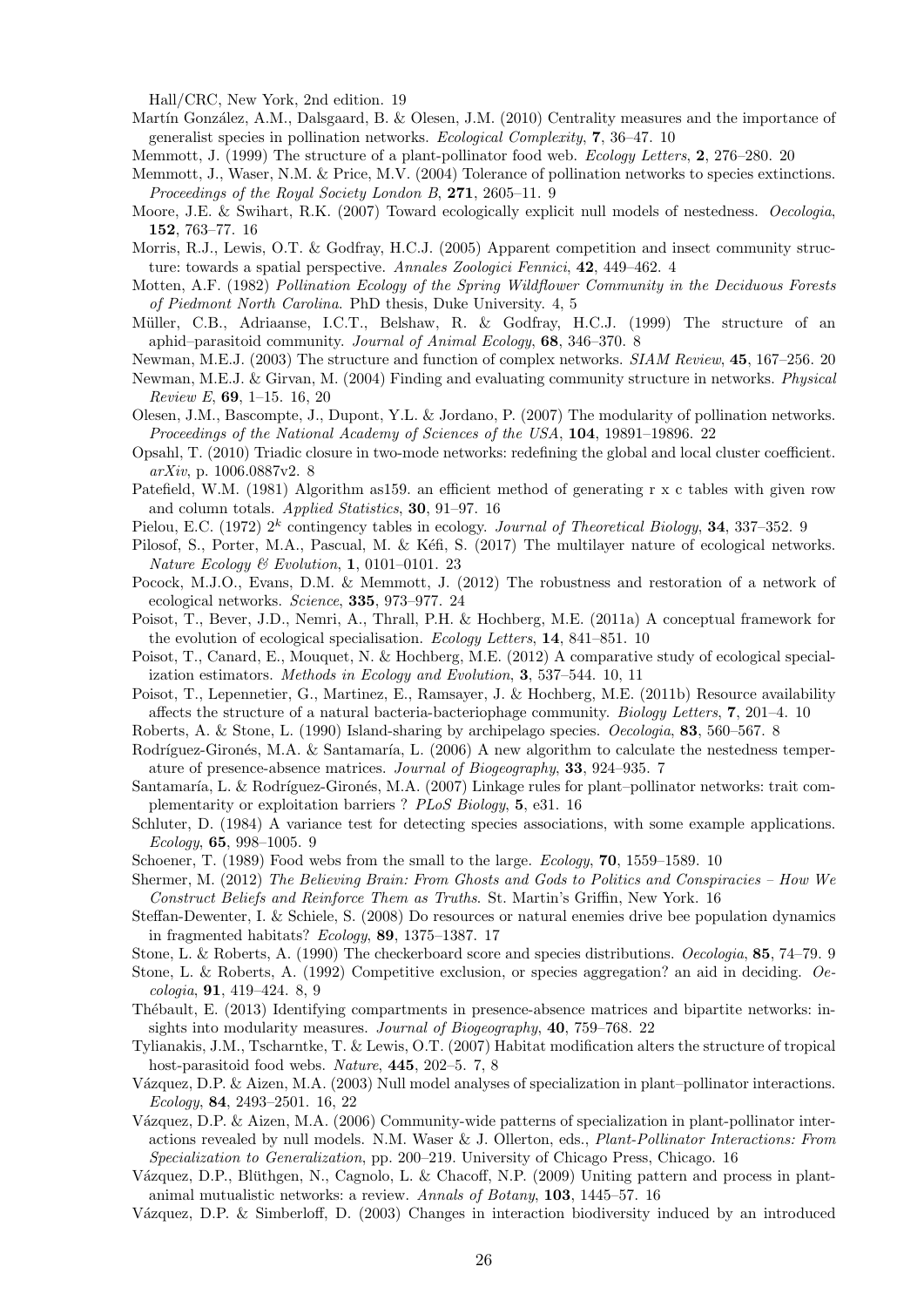Hall/CRC, New York, 2nd edition. 19

Martín González, A.M., Dalsgaard, B. & Olesen, J.M. (2010) Centrality measures and the importance of generalist species in pollination networks. *Ecological Complexity*, **7**, 36–47. 10

Memmott, J. (1999) The structure of a plant-pollinator food web. *Ecology Letters*, **2**, 276–280. 20

Memmott, J., Waser, N.M. & Price, M.V. (2004) Tolerance of pollination networks to species extinctions. *Proceedings of the Royal Society London B*, **271**, 2605–11. 9

Moore, J.E. & Swihart, R.K. (2007) Toward ecologically explicit null models of nestedness. *Oecologia*, **152**, 763–77. 16

Morris, R.J., Lewis, O.T. & Godfray, H.C.J. (2005) Apparent competition and insect community structure: towards a spatial perspective. *Annales Zoologici Fennici*, **42**, 449–462. 4

Motten, A.F. (1982) *Pollination Ecology of the Spring Wildflower Community in the Deciduous Forests of Piedmont North Carolina*. PhD thesis, Duke University. 4, 5

Müller, C.B., Adriaanse, I.C.T., Belshaw, R. & Godfray, H.C.J. (1999) The structure of an aphid–parasitoid community. *Journal of Animal Ecology*, **68**, 346–370. 8

Newman, M.E.J. (2003) The structure and function of complex networks. *SIAM Review*, **45**, 167–256. 20

Newman, M.E.J. & Girvan, M. (2004) Finding and evaluating community structure in networks. *Physical Review E*, **69**, 1–15. 16, 20

Olesen, J.M., Bascompte, J., Dupont, Y.L. & Jordano, P. (2007) The modularity of pollination networks. *Proceedings of the National Academy of Sciences of the USA*, **104**, 19891–19896. 22

Opsahl, T. (2010) Triadic closure in two-mode networks: redefining the global and local cluster coefficient. *arXiv*, p. 1006.0887v2. 8

Patefield, W.M. (1981) Algorithm as159. an efficient method of generating r x c tables with given row and column totals. *Applied Statistics*, **30**, 91–97. 16

Pielou, E.C. (1972) $2^k$ contingency tables in ecology. *Journal of Theoretical Biology*, **34**, 337–352. 9

Pilosof, S., Porter, M.A., Pascual, M. & Kéfi, S. (2017) The multilayer nature of ecological networks. *Nature Ecology & Evolution*, **1**, 0101–0101. 23

Pocock, M.J.O., Evans, D.M. & Memmott, J. (2012) The robustness and restoration of a network of ecological networks. *Science*, **335**, 973–977. 24

Poisot, T., Bever, J.D., Nemri, A., Thrall, P.H. & Hochberg, M.E. (2011a) A conceptual framework for the evolution of ecological specialisation. *Ecology Letters*, **14**, 841–851. 10

Poisot, T., Canard, E., Mouquet, N. & Hochberg, M.E. (2012) A comparative study of ecological specialization estimators. *Methods in Ecology and Evolution*, **3**, 537–544. 10, 11

Poisot, T., Lepennetier, G., Martinez, E., Ramsayer, J. & Hochberg, M.E. (2011b) Resource availability affects the structure of a natural bacteria-bacteriophage community. *Biology Letters*, **7**, 201–4. 10

Roberts, A. & Stone, L. (1990) Island-sharing by archipelago species. *Oecologia*, **83**, 560–567. 8

Rodríguez-Gironés, M.A. & Santamaría, L. (2006) A new algorithm to calculate the nestedness temperature of presence-absence matrices. *Journal of Biogeography*, **33**, 924–935. 7

Santamaría, L. & Rodríguez-Gironés, M.A. (2007) Linkage rules for plant–pollinator networks: trait complementarity or exploitation barriers ? *PLoS Biology*, **5**, e31. 16

Schluter, D. (1984) A variance test for detecting species associations, with some example applications. *Ecology*, **65**, 998–1005. 9

Schoener, T. (1989) Food webs from the small to the large. *Ecology*, **70**, 1559–1589. 10

Shermer, M. (2012) *The Believing Brain: From Ghosts and Gods to Politics and Conspiracies – How We Construct Beliefs and Reinforce Them as Truths*. St. Martin's Griffin, New York. 16

Steffan-Dewenter, I. & Schiele, S. (2008) Do resources or natural enemies drive bee population dynamics in fragmented habitats? *Ecology*, **89**, 1375–1387. 17

Stone, L. & Roberts, A. (1990) The checkerboard score and species distributions. *Oecologia*, **85**, 74–79. 9

Stone, L. & Roberts, A. (1992) Competitive exclusion, or species aggregation? an aid in deciding. *Oecologia*, **91**, 419–424. 8, 9

Thébault, E. (2013) Identifying compartments in presence-absence matrices and bipartite networks: insights into modularity measures. *Journal of Biogeography*, **40**, 759–768. 22

Tylianakis, J.M., Tscharntke, T. & Lewis, O.T. (2007) Habitat modification alters the structure of tropical host-parasitoid food webs. *Nature*, **445**, 202–5. 7, 8

Vázquez, D.P. & Aizen, M.A. (2003) Null model analyses of specialization in plant–pollinator interactions. *Ecology*, **84**, 2493–2501. 16, 22

Vázquez, D.P. & Aizen, M.A. (2006) Community-wide patterns of specialization in plant-pollinator interactions revealed by null models. N.M. Waser & J. Ollerton, eds., *Plant-Pollinator Interactions: From Specialization to Generalization*, pp. 200–219. University of Chicago Press, Chicago. 16

Vázquez, D.P., Blüthgen, N., Cagnolo, L. & Chacoff, N.P. (2009) Uniting pattern and process in plant-animal mutualistic networks: a review. *Annals of Botany*, **103**, 1445–57. 16

Vázquez, D.P. & Simberloff, D. (2003) Changes in interaction biodiversity induced by an introduced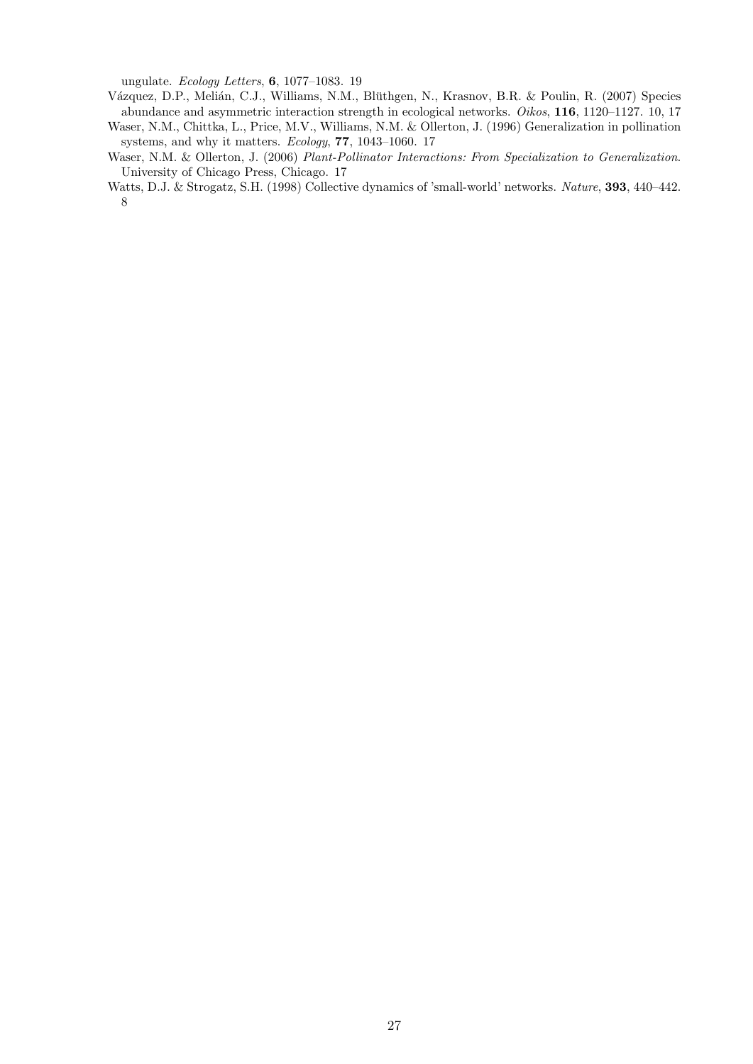ungulate. *Ecology Letters*, **6**, 1077–1083. 19

Vázquez, D.P., Melián, C.J., Williams, N.M., Blüthgen, N., Krasnov, B.R. & Poulin, R. (2007) Species abundance and asymmetric interaction strength in ecological networks. *Oikos*, **116**, 1120–1127. 10, 17

Waser, N.M., Chittka, L., Price, M.V., Williams, N.M. & Ollerton, J. (1996) Generalization in pollination systems, and why it matters. *Ecology*, **77**, 1043–1060. 17

Waser, N.M. & Ollerton, J. (2006) *Plant-Pollinator Interactions: From Specialization to Generalization*. University of Chicago Press, Chicago. 17

Watts, D.J. & Strogatz, S.H. (1998) Collective dynamics of 'small-world' networks. *Nature*, **393**, 440–442. 8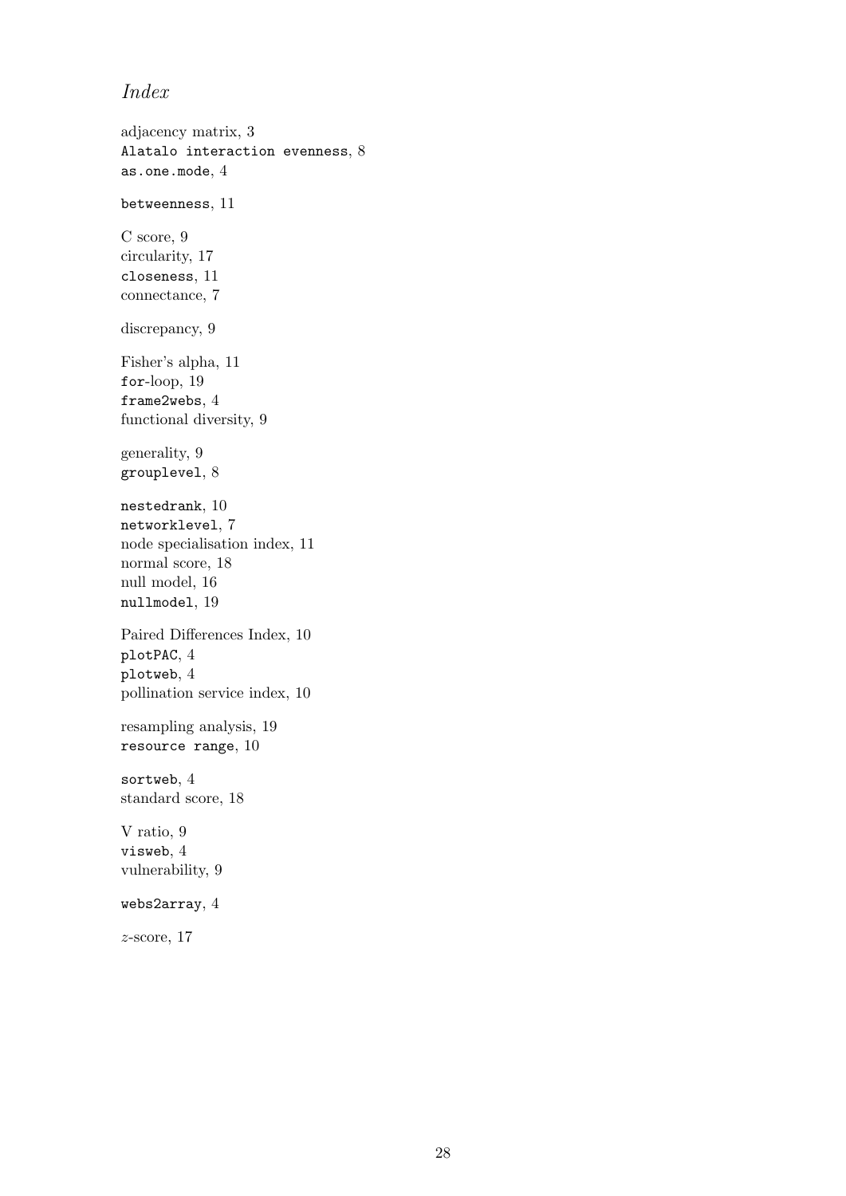# *Index*

adjacency matrix, 3
`Alatalo interaction evenness`, 8
`as.one.mode`, 4

`betweenness`, 11

C score, 9
circularity, 17
`closeness`, 11
connectance, 7

discrepancy, 9

Fisher's alpha, 11
`for`-loop, 19
`frame2webs`, 4
functional diversity, 9

generality, 9
`grouplevel`, 8

`nestedrank`, 10
`networklevel`, 7
node specialisation index, 11
normal score, 18
null model, 16
`nullmodel`, 19

Paired Differences Index, 10
`plotPAC`, 4
`plotweb`, 4
pollination service index, 10

resampling analysis, 19
`resource range`, 10

`sortweb`, 4
standard score, 18

V ratio, 9
`visweb`, 4
vulnerability, 9

`webs2array`, 4

$z$-score, 17